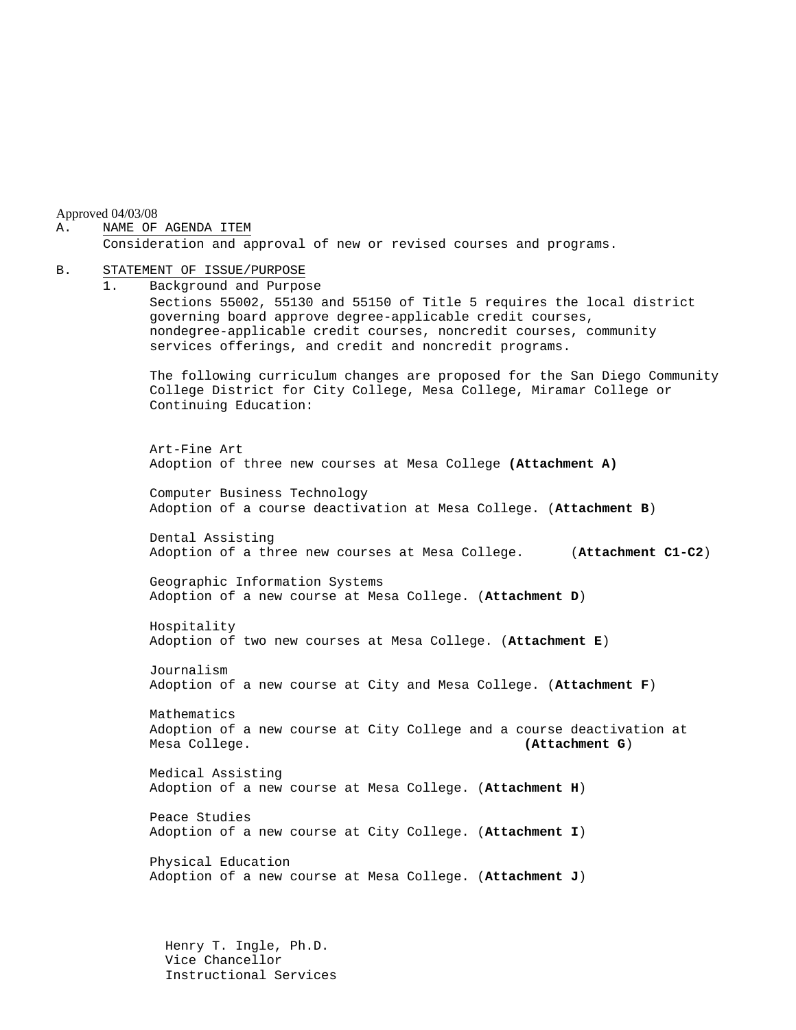Approved 04/03/08

A. NAME OF AGENDA ITEM

Consideration and approval of new or revised courses and programs.

B. STATEMENT OF ISSUE/PURPOSE

1. Background and Purpose

Sections 55002, 55130 and 55150 of Title 5 requires the local district governing board approve degree-applicable credit courses, nondegree-applicable credit courses, noncredit courses, community services offerings, and credit and noncredit programs.

The following curriculum changes are proposed for the San Diego Community College District for City College, Mesa College, Miramar College or Continuing Education:

Art-Fine Art
Adoption of three new courses at Mesa College **(Attachment A)**

Computer Business Technology
Adoption of a course deactivation at Mesa College. (**Attachment B**)

Dental Assisting
Adoption of a three new courses at Mesa College. (**Attachment C1-C2**)

Geographic Information Systems
Adoption of a new course at Mesa College. (**Attachment D**)

Hospitality
Adoption of two new courses at Mesa College. (**Attachment E**)

Journalism
Adoption of a new course at City and Mesa College. (**Attachment F**)

Mathematics
Adoption of a new course at City College and a course deactivation at Mesa College. (**Attachment G**)

Medical Assisting
Adoption of a new course at Mesa College. (**Attachment H**)

Peace Studies
Adoption of a new course at City College. (**Attachment I**)

Physical Education
Adoption of a new course at Mesa College. (**Attachment J**)

Henry T. Ingle, Ph.D.
Vice Chancellor
Instructional Services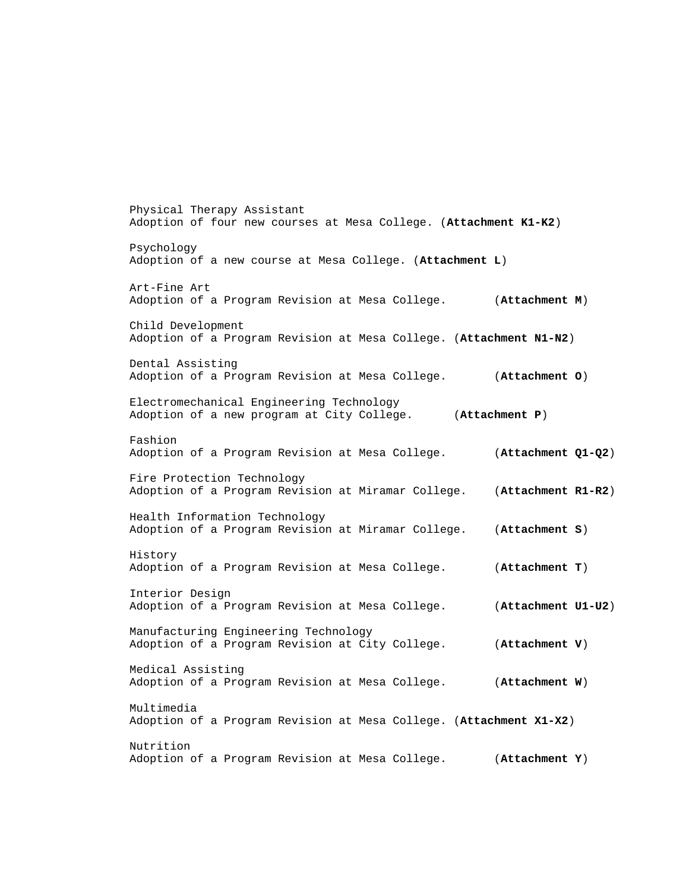Physical Therapy Assistant
Adoption of four new courses at Mesa College. (**Attachment K1-K2**)

Psychology
Adoption of a new course at Mesa College. (**Attachment L**)

Art-Fine Art
Adoption of a Program Revision at Mesa College. (**Attachment M**)

Child Development
Adoption of a Program Revision at Mesa College. (**Attachment N1-N2**)

Dental Assisting
Adoption of a Program Revision at Mesa College. (**Attachment O**)

Electromechanical Engineering Technology
Adoption of a new program at City College. (**Attachment P**)

Fashion
Adoption of a Program Revision at Mesa College. (**Attachment Q1-Q2**)

Fire Protection Technology
Adoption of a Program Revision at Miramar College. (**Attachment R1-R2**)

Health Information Technology
Adoption of a Program Revision at Miramar College. (**Attachment S**)

History
Adoption of a Program Revision at Mesa College. (**Attachment T**)

Interior Design
Adoption of a Program Revision at Mesa College. (**Attachment U1-U2**)

Manufacturing Engineering Technology
Adoption of a Program Revision at City College. (**Attachment V**)

Medical Assisting
Adoption of a Program Revision at Mesa College. (**Attachment W**)

Multimedia
Adoption of a Program Revision at Mesa College. (**Attachment X1-X2**)

Nutrition
Adoption of a Program Revision at Mesa College. (**Attachment Y**)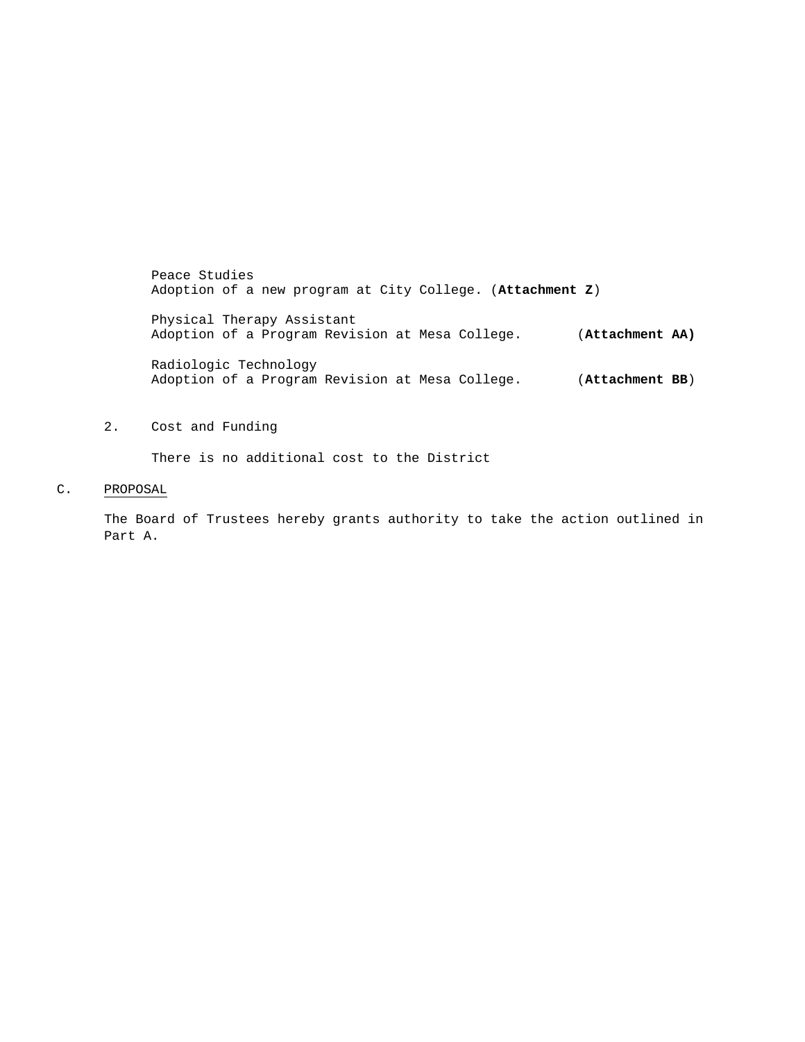Peace Studies
Adoption of a new program at City College. (**Attachment Z**)

Physical Therapy Assistant
Adoption of a Program Revision at Mesa College. (**Attachment AA)**

Radiologic Technology
Adoption of a Program Revision at Mesa College. (**Attachment BB**)

2. Cost and Funding

There is no additional cost to the District

C. PROPOSAL

The Board of Trustees hereby grants authority to take the action outlined in Part A.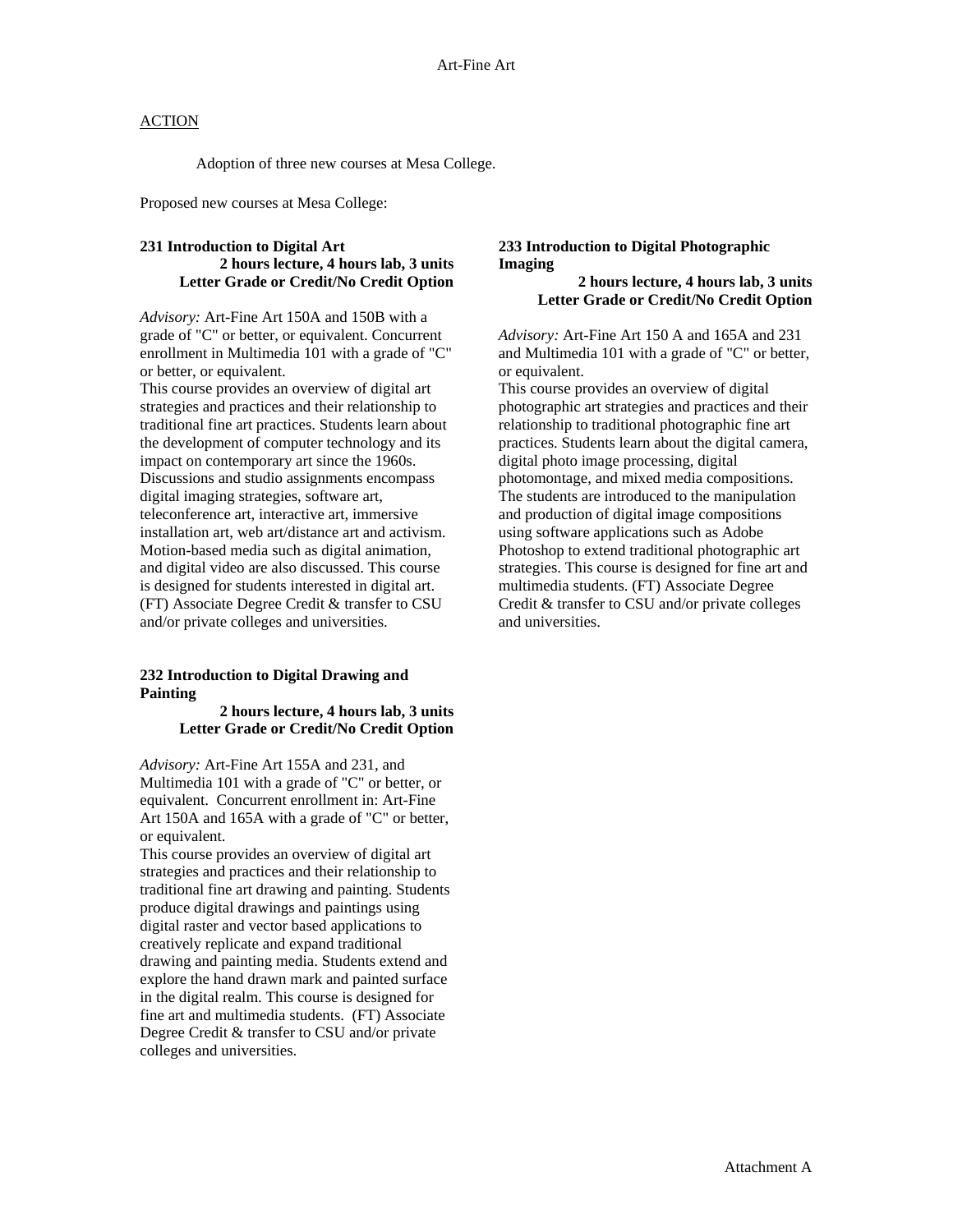# Art-Fine Art

ACTION

Adoption of three new courses at Mesa College.

Proposed new courses at Mesa College:

**231 Introduction to Digital Art**
**2 hours lecture, 4 hours lab, 3 units**
**Letter Grade or Credit/No Credit Option**

*Advisory:* Art-Fine Art 150A and 150B with a grade of "C" or better, or equivalent. Concurrent enrollment in Multimedia 101 with a grade of "C" or better, or equivalent.
This course provides an overview of digital art strategies and practices and their relationship to traditional fine art practices. Students learn about the development of computer technology and its impact on contemporary art since the 1960s. Discussions and studio assignments encompass digital imaging strategies, software art, teleconference art, interactive art, immersive installation art, web art/distance art and activism. Motion-based media such as digital animation, and digital video are also discussed. This course is designed for students interested in digital art. (FT) Associate Degree Credit & transfer to CSU and/or private colleges and universities.

**232 Introduction to Digital Drawing and Painting**
**2 hours lecture, 4 hours lab, 3 units**
**Letter Grade or Credit/No Credit Option**

*Advisory:* Art-Fine Art 155A and 231, and Multimedia 101 with a grade of "C" or better, or equivalent. Concurrent enrollment in: Art-Fine Art 150A and 165A with a grade of "C" or better, or equivalent.
This course provides an overview of digital art strategies and practices and their relationship to traditional fine art drawing and painting. Students produce digital drawings and paintings using digital raster and vector based applications to creatively replicate and expand traditional drawing and painting media. Students extend and explore the hand drawn mark and painted surface in the digital realm. This course is designed for fine art and multimedia students. (FT) Associate Degree Credit & transfer to CSU and/or private colleges and universities.

**233 Introduction to Digital Photographic Imaging**
**2 hours lecture, 4 hours lab, 3 units**
**Letter Grade or Credit/No Credit Option**

*Advisory:* Art-Fine Art 150 A and 165A and 231 and Multimedia 101 with a grade of "C" or better, or equivalent.
This course provides an overview of digital photographic art strategies and practices and their relationship to traditional photographic fine art practices. Students learn about the digital camera, digital photo image processing, digital photomontage, and mixed media compositions. The students are introduced to the manipulation and production of digital image compositions using software applications such as Adobe Photoshop to extend traditional photographic art strategies. This course is designed for fine art and multimedia students. (FT) Associate Degree Credit & transfer to CSU and/or private colleges and universities.

Attachment A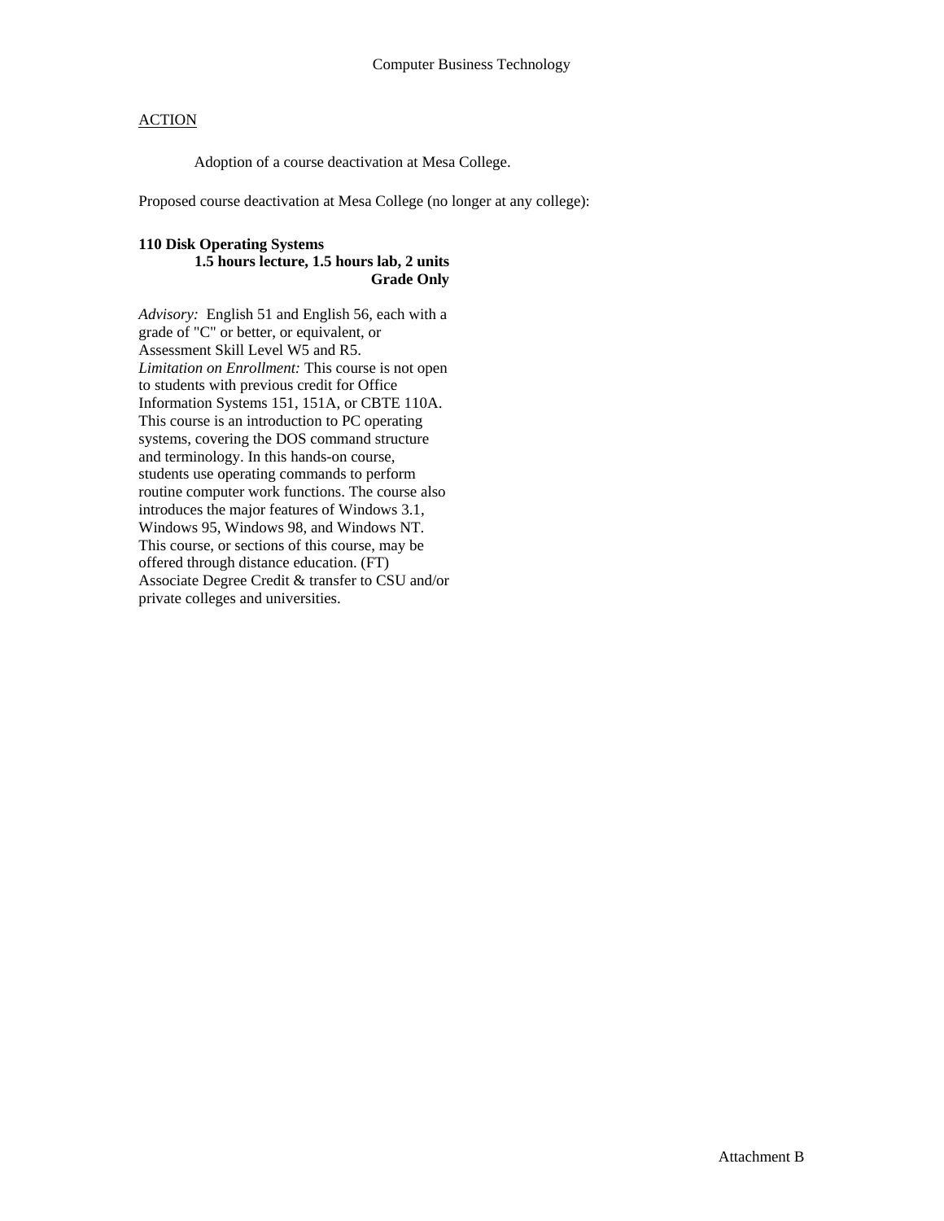Computer Business Technology

ACTION

Adoption of a course deactivation at Mesa College.

Proposed course deactivation at Mesa College (no longer at any college):

**110 Disk Operating Systems**
**1.5 hours lecture, 1.5 hours lab, 2 units**
**Grade Only**

*Advisory:* English 51 and English 56, each with a grade of "C" or better, or equivalent, or Assessment Skill Level W5 and R5.
*Limitation on Enrollment:* This course is not open to students with previous credit for Office Information Systems 151, 151A, or CBTE 110A.
This course is an introduction to PC operating systems, covering the DOS command structure and terminology. In this hands-on course, students use operating commands to perform routine computer work functions. The course also introduces the major features of Windows 3.1, Windows 95, Windows 98, and Windows NT. This course, or sections of this course, may be offered through distance education. (FT)
Associate Degree Credit & transfer to CSU and/or private colleges and universities.

Attachment B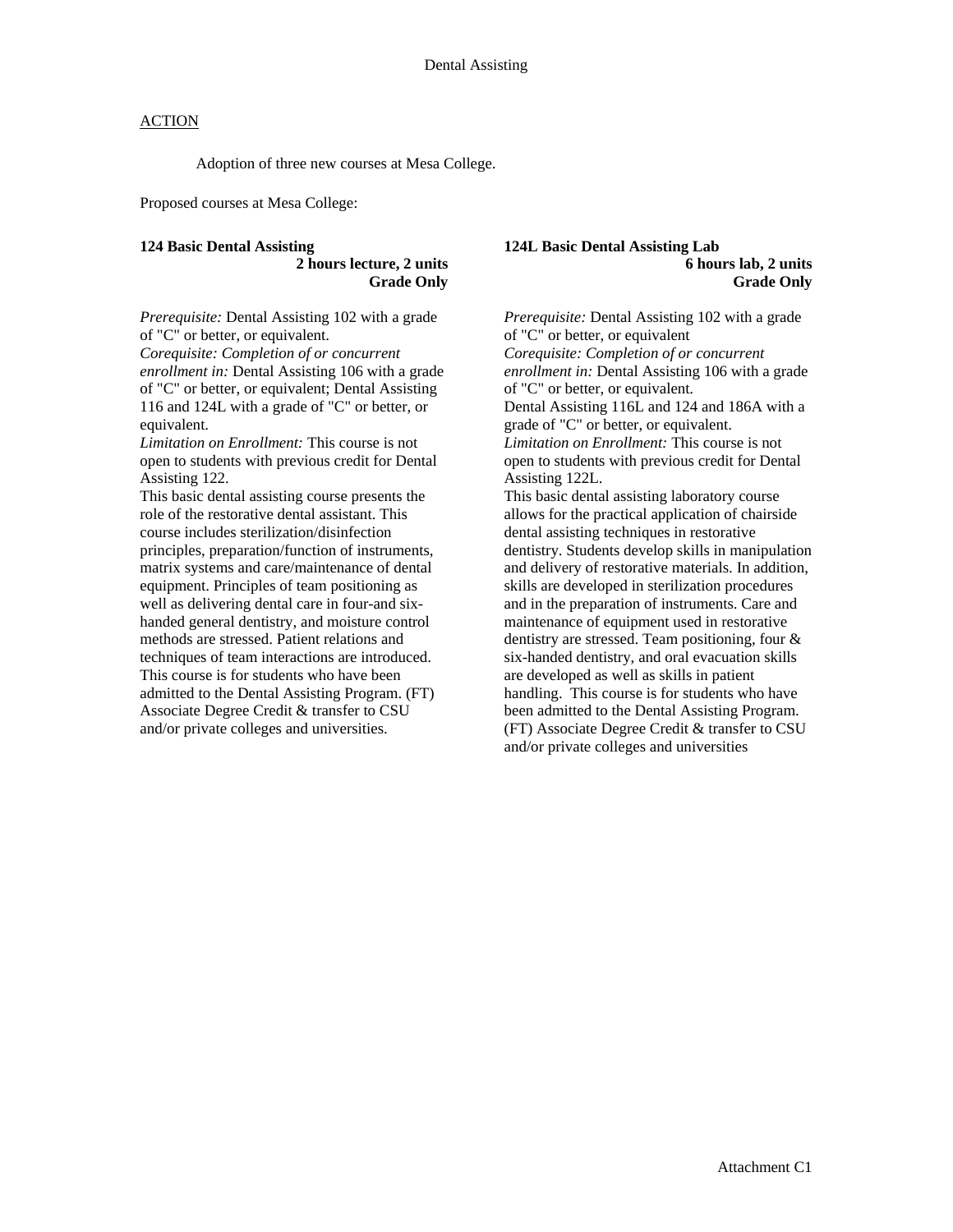Dental Assisting

ACTION

Adoption of three new courses at Mesa College.

Proposed courses at Mesa College:

**124 Basic Dental Assisting**
**2 hours lecture, 2 units**
**Grade Only**

*Prerequisite:* Dental Assisting 102 with a grade of "C" or better, or equivalent.
*Corequisite: Completion of or concurrent enrollment in:* Dental Assisting 106 with a grade of "C" or better, or equivalent; Dental Assisting 116 and 124L with a grade of "C" or better, or equivalent.
*Limitation on Enrollment:* This course is not open to students with previous credit for Dental Assisting 122.
This basic dental assisting course presents the role of the restorative dental assistant. This course includes sterilization/disinfection principles, preparation/function of instruments, matrix systems and care/maintenance of dental equipment. Principles of team positioning as well as delivering dental care in four-and six-handed general dentistry, and moisture control methods are stressed. Patient relations and techniques of team interactions are introduced. This course is for students who have been admitted to the Dental Assisting Program. (FT) Associate Degree Credit & transfer to CSU and/or private colleges and universities.

**124L Basic Dental Assisting Lab**
**6 hours lab, 2 units**
**Grade Only**

*Prerequisite:* Dental Assisting 102 with a grade of "C" or better, or equivalent
*Corequisite: Completion of or concurrent enrollment in:* Dental Assisting 106 with a grade of "C" or better, or equivalent.
Dental Assisting 116L and 124 and 186A with a grade of "C" or better, or equivalent.
*Limitation on Enrollment:* This course is not open to students with previous credit for Dental Assisting 122L.
This basic dental assisting laboratory course allows for the practical application of chairside dental assisting techniques in restorative dentistry. Students develop skills in manipulation and delivery of restorative materials. In addition, skills are developed in sterilization procedures and in the preparation of instruments. Care and maintenance of equipment used in restorative dentistry are stressed. Team positioning, four & six-handed dentistry, and oral evacuation skills are developed as well as skills in patient handling. This course is for students who have been admitted to the Dental Assisting Program. (FT) Associate Degree Credit & transfer to CSU and/or private colleges and universities

Attachment C1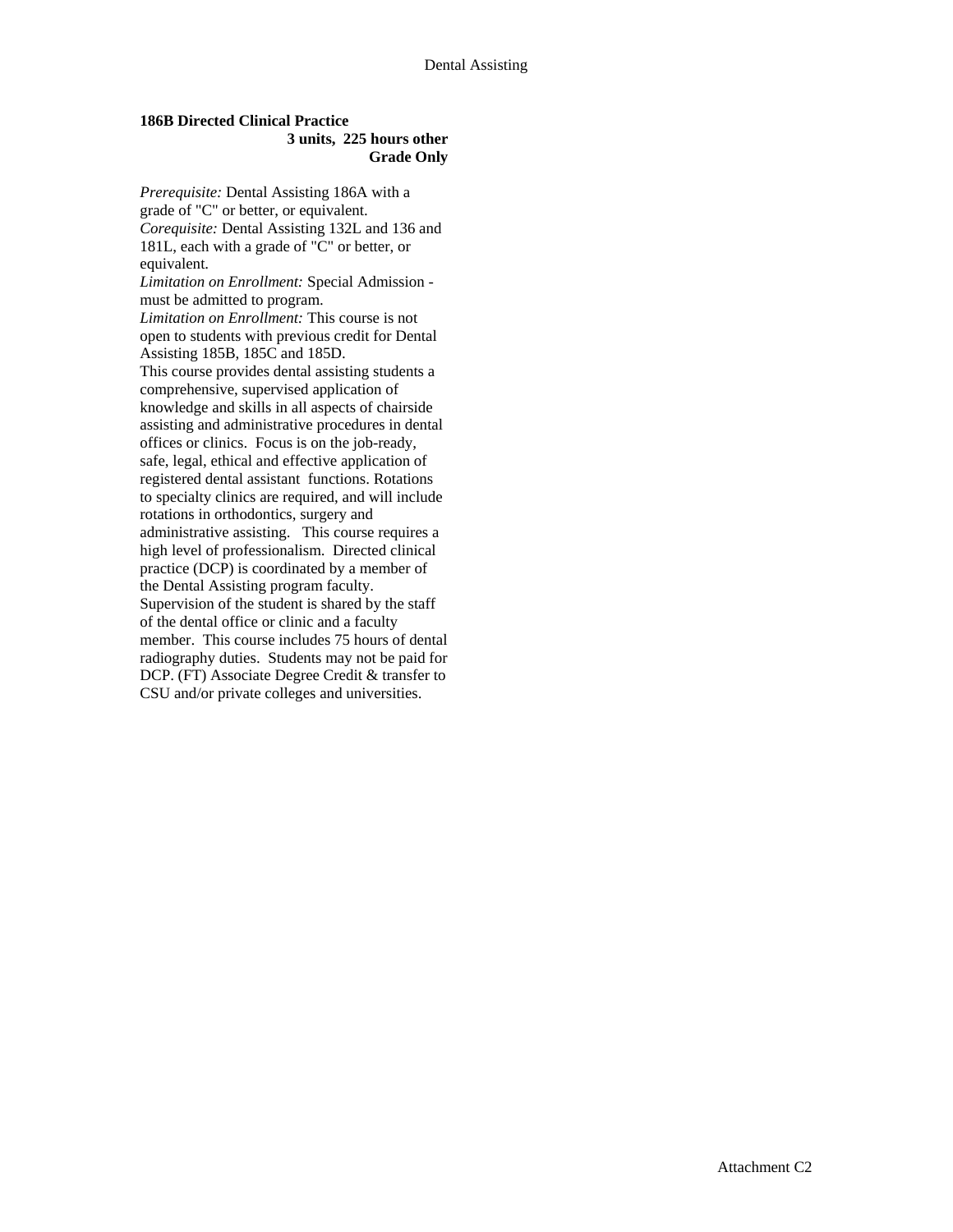**186B Directed Clinical Practice**

**3 units, 225 hours other**
**Grade Only**

*Prerequisite:* Dental Assisting 186A with a grade of "C" or better, or equivalent.
*Corequisite:* Dental Assisting 132L and 136 and 181L, each with a grade of "C" or better, or equivalent.
*Limitation on Enrollment:* Special Admission - must be admitted to program.
*Limitation on Enrollment:* This course is not open to students with previous credit for Dental Assisting 185B, 185C and 185D.
This course provides dental assisting students a comprehensive, supervised application of knowledge and skills in all aspects of chairside assisting and administrative procedures in dental offices or clinics. Focus is on the job-ready, safe, legal, ethical and effective application of registered dental assistant functions. Rotations to specialty clinics are required, and will include rotations in orthodontics, surgery and administrative assisting. This course requires a high level of professionalism. Directed clinical practice (DCP) is coordinated by a member of the Dental Assisting program faculty. Supervision of the student is shared by the staff of the dental office or clinic and a faculty member. This course includes 75 hours of dental radiography duties. Students may not be paid for DCP. (FT) Associate Degree Credit & transfer to CSU and/or private colleges and universities.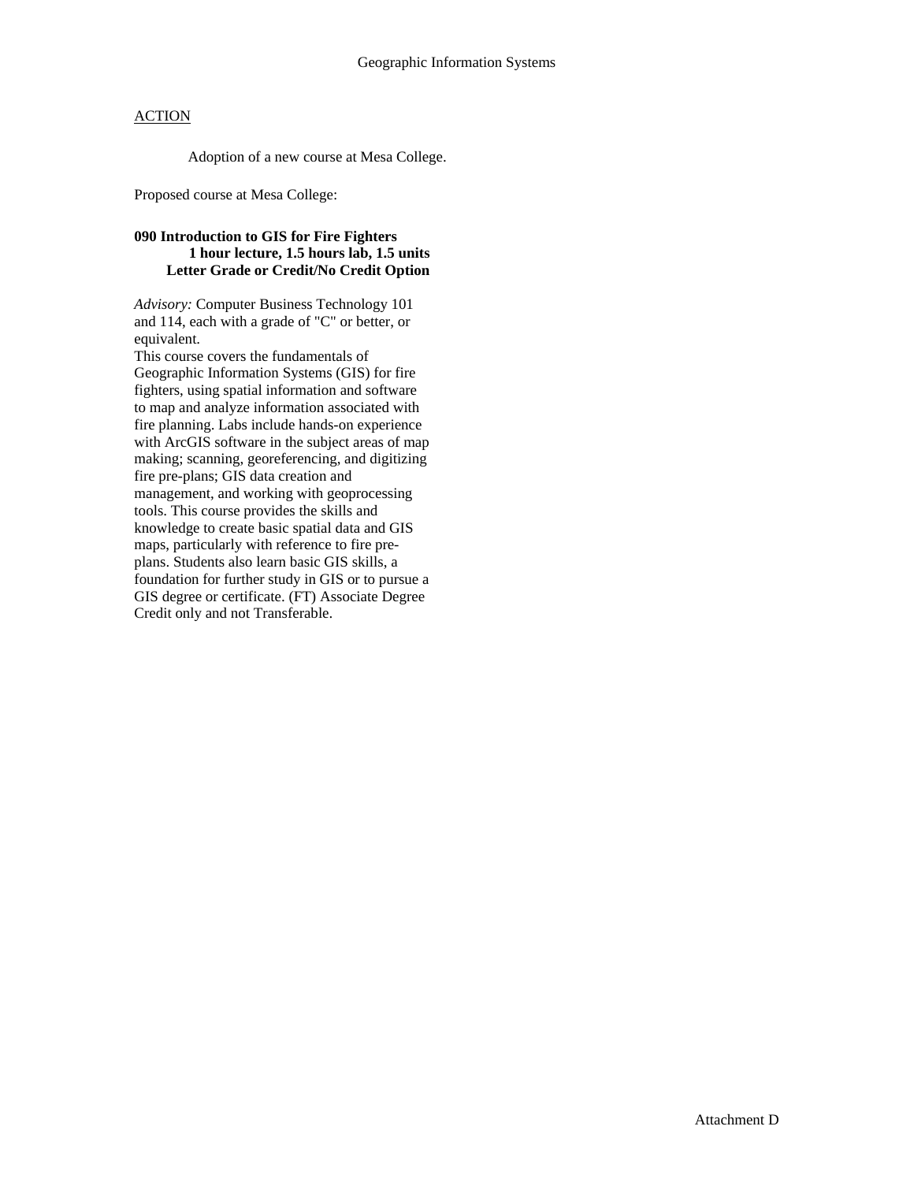# Geographic Information Systems

<u>ACTION</u>

Adoption of a new course at Mesa College.

Proposed course at Mesa College:

**090 Introduction to GIS for Fire Fighters**
**1 hour lecture, 1.5 hours lab, 1.5 units**
**Letter Grade or Credit/No Credit Option**

*Advisory:* Computer Business Technology 101 and 114, each with a grade of "C" or better, or equivalent.
This course covers the fundamentals of Geographic Information Systems (GIS) for fire fighters, using spatial information and software to map and analyze information associated with fire planning. Labs include hands-on experience with ArcGIS software in the subject areas of map making; scanning, georeferencing, and digitizing fire pre-plans; GIS data creation and management, and working with geoprocessing tools. This course provides the skills and knowledge to create basic spatial data and GIS maps, particularly with reference to fire pre-plans. Students also learn basic GIS skills, a foundation for further study in GIS or to pursue a GIS degree or certificate. (FT) Associate Degree Credit only and not Transferable.

Attachment D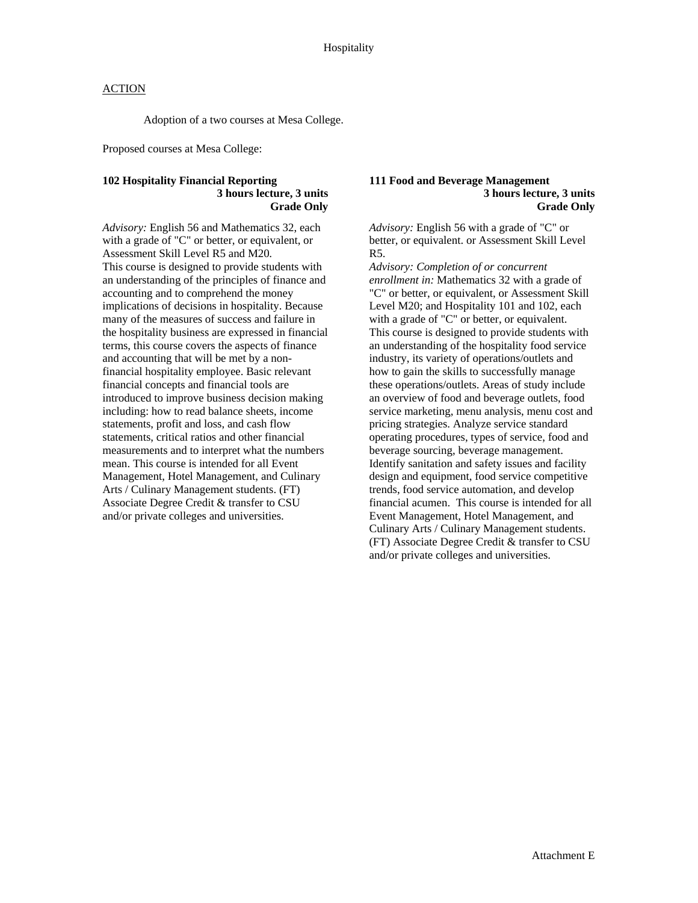# Hospitality

ACTION

Adoption of a two courses at Mesa College.

Proposed courses at Mesa College:

**102 Hospitality Financial Reporting**
**3 hours lecture, 3 units**
**Grade Only**

*Advisory:* English 56 and Mathematics 32, each with a grade of "C" or better, or equivalent, or Assessment Skill Level R5 and M20.
This course is designed to provide students with an understanding of the principles of finance and accounting and to comprehend the money implications of decisions in hospitality. Because many of the measures of success and failure in the hospitality business are expressed in financial terms, this course covers the aspects of finance and accounting that will be met by a non-financial hospitality employee. Basic relevant financial concepts and financial tools are introduced to improve business decision making including: how to read balance sheets, income statements, profit and loss, and cash flow statements, critical ratios and other financial measurements and to interpret what the numbers mean. This course is intended for all Event Management, Hotel Management, and Culinary Arts / Culinary Management students. (FT) Associate Degree Credit & transfer to CSU and/or private colleges and universities.

**111 Food and Beverage Management**
**3 hours lecture, 3 units**
**Grade Only**

*Advisory:* English 56 with a grade of "C" or better, or equivalent. or Assessment Skill Level R5.
*Advisory: Completion of or concurrent enrollment in:* Mathematics 32 with a grade of "C" or better, or equivalent, or Assessment Skill Level M20; and Hospitality 101 and 102, each with a grade of "C" or better, or equivalent.
This course is designed to provide students with an understanding of the hospitality food service industry, its variety of operations/outlets and how to gain the skills to successfully manage these operations/outlets. Areas of study include an overview of food and beverage outlets, food service marketing, menu analysis, menu cost and pricing strategies. Analyze service standard operating procedures, types of service, food and beverage sourcing, beverage management. Identify sanitation and safety issues and facility design and equipment, food service competitive trends, food service automation, and develop financial acumen. This course is intended for all Event Management, Hotel Management, and Culinary Arts / Culinary Management students. (FT) Associate Degree Credit & transfer to CSU and/or private colleges and universities.

Attachment E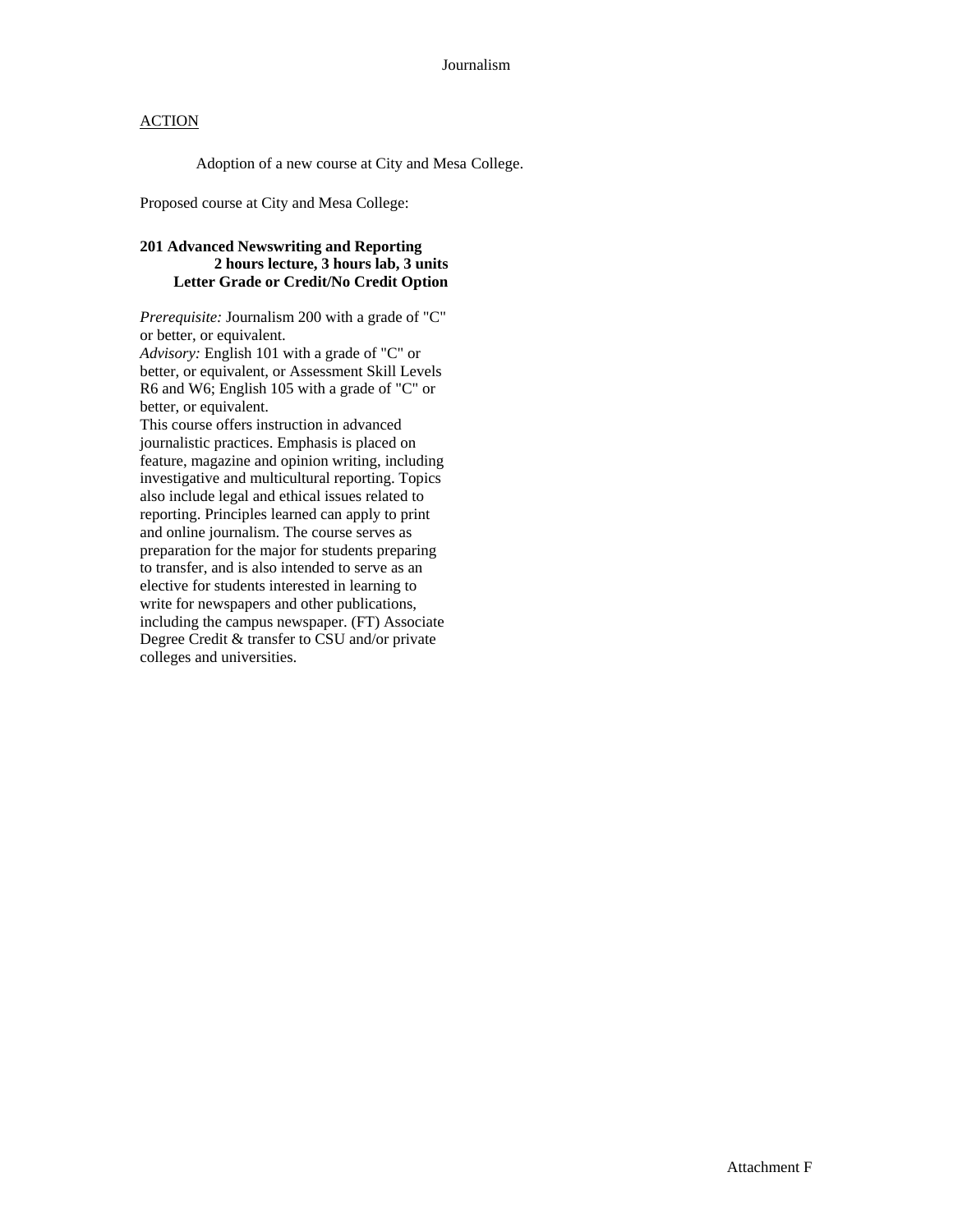Journalism

ACTION

Adoption of a new course at City and Mesa College.

Proposed course at City and Mesa College:

**201 Advanced Newswriting and Reporting**
**2 hours lecture, 3 hours lab, 3 units**
**Letter Grade or Credit/No Credit Option**

*Prerequisite:* Journalism 200 with a grade of "C" or better, or equivalent.
*Advisory:* English 101 with a grade of "C" or better, or equivalent, or Assessment Skill Levels R6 and W6; English 105 with a grade of "C" or better, or equivalent.
This course offers instruction in advanced journalistic practices. Emphasis is placed on feature, magazine and opinion writing, including investigative and multicultural reporting. Topics also include legal and ethical issues related to reporting. Principles learned can apply to print and online journalism. The course serves as preparation for the major for students preparing to transfer, and is also intended to serve as an elective for students interested in learning to write for newspapers and other publications, including the campus newspaper. (FT) Associate Degree Credit & transfer to CSU and/or private colleges and universities.

Attachment F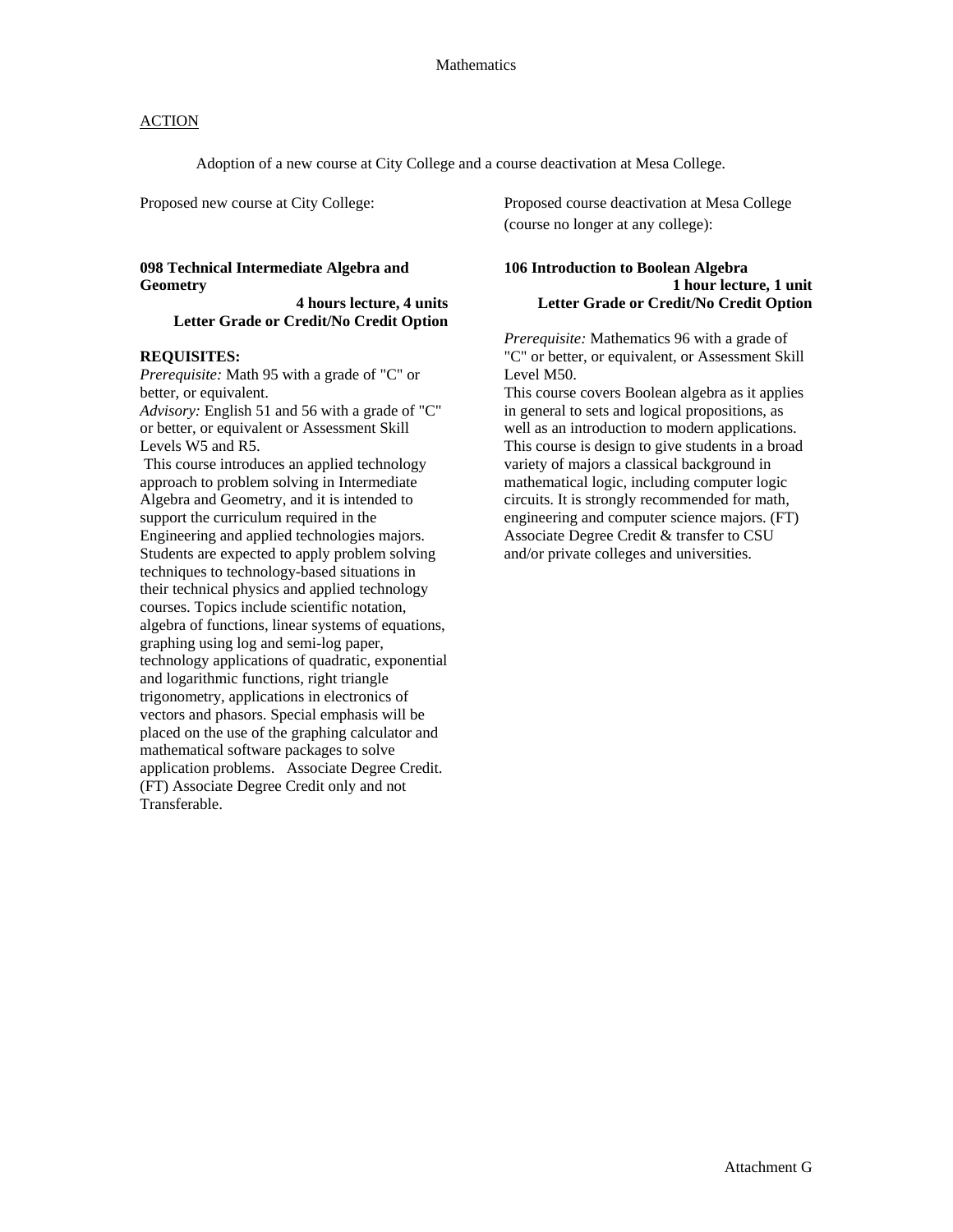# Mathematics

## ACTION

Adoption of a new course at City College and a course deactivation at Mesa College.

Proposed new course at City College:

**098 Technical Intermediate Algebra and Geometry**
**4 hours lecture, 4 units**
**Letter Grade or Credit/No Credit Option**

**REQUISITES:**
*Prerequisite:* Math 95 with a grade of "C" or better, or equivalent.
*Advisory:* English 51 and 56 with a grade of "C" or better, or equivalent or Assessment Skill Levels W5 and R5.

This course introduces an applied technology approach to problem solving in Intermediate Algebra and Geometry, and it is intended to support the curriculum required in the Engineering and applied technologies majors. Students are expected to apply problem solving techniques to technology-based situations in their technical physics and applied technology courses. Topics include scientific notation, algebra of functions, linear systems of equations, graphing using log and semi-log paper, technology applications of quadratic, exponential and logarithmic functions, right triangle trigonometry, applications in electronics of vectors and phasors. Special emphasis will be placed on the use of the graphing calculator and mathematical software packages to solve application problems. Associate Degree Credit. (FT) Associate Degree Credit only and not Transferable.

Proposed course deactivation at Mesa College (course no longer at any college):

**106 Introduction to Boolean Algebra**
**1 hour lecture, 1 unit**
**Letter Grade or Credit/No Credit Option**

*Prerequisite:* Mathematics 96 with a grade of "C" or better, or equivalent, or Assessment Skill Level M50.

This course covers Boolean algebra as it applies in general to sets and logical propositions, as well as an introduction to modern applications. This course is design to give students in a broad variety of majors a classical background in mathematical logic, including computer logic circuits. It is strongly recommended for math, engineering and computer science majors. (FT) Associate Degree Credit & transfer to CSU and/or private colleges and universities.

Attachment G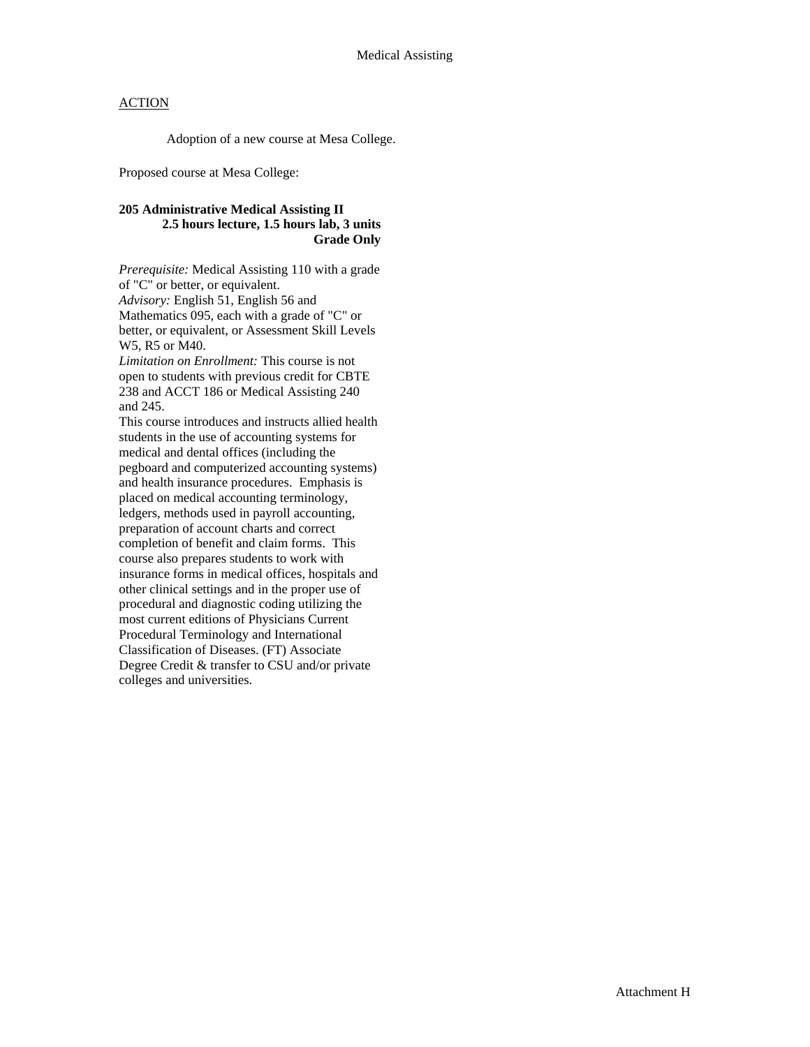Medical Assisting

ACTION

Adoption of a new course at Mesa College.

Proposed course at Mesa College:

**205 Administrative Medical Assisting II**
**2.5 hours lecture, 1.5 hours lab, 3 units**
**Grade Only**

*Prerequisite:* Medical Assisting 110 with a grade of "C" or better, or equivalent.
*Advisory:* English 51, English 56 and Mathematics 095, each with a grade of "C" or better, or equivalent, or Assessment Skill Levels W5, R5 or M40.
*Limitation on Enrollment:* This course is not open to students with previous credit for CBTE 238 and ACCT 186 or Medical Assisting 240 and 245.
This course introduces and instructs allied health students in the use of accounting systems for medical and dental offices (including the pegboard and computerized accounting systems) and health insurance procedures. Emphasis is placed on medical accounting terminology, ledgers, methods used in payroll accounting, preparation of account charts and correct completion of benefit and claim forms. This course also prepares students to work with insurance forms in medical offices, hospitals and other clinical settings and in the proper use of procedural and diagnostic coding utilizing the most current editions of Physicians Current Procedural Terminology and International Classification of Diseases. (FT) Associate Degree Credit & transfer to CSU and/or private colleges and universities.

Attachment H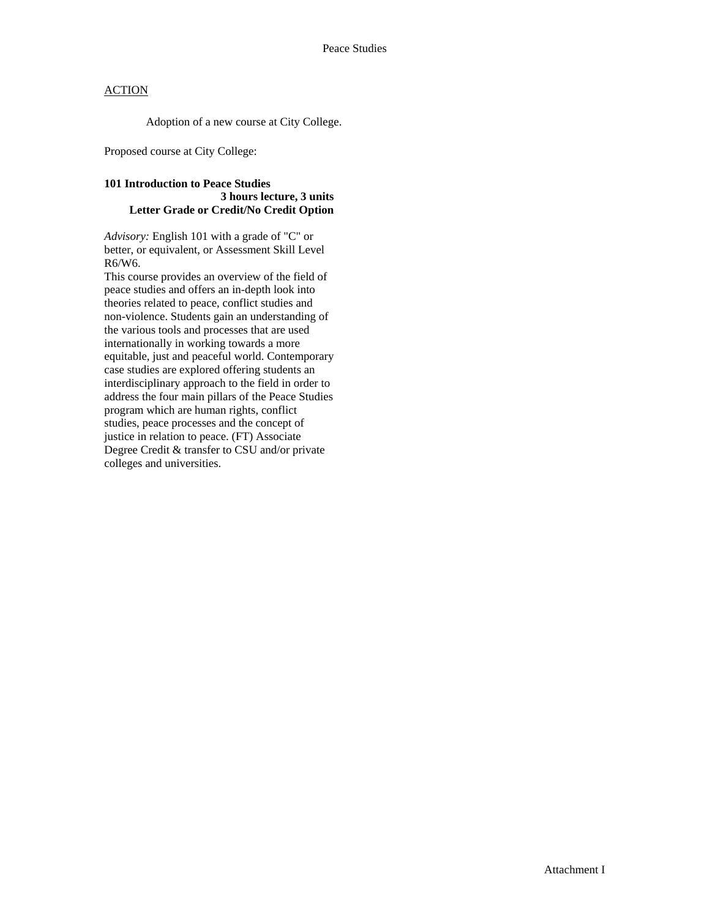Peace Studies

ACTION

Adoption of a new course at City College.

Proposed course at City College:

**101 Introduction to Peace Studies**
**3 hours lecture, 3 units**
**Letter Grade or Credit/No Credit Option**

*Advisory:* English 101 with a grade of "C" or better, or equivalent, or Assessment Skill Level R6/W6.
This course provides an overview of the field of peace studies and offers an in-depth look into theories related to peace, conflict studies and non-violence. Students gain an understanding of the various tools and processes that are used internationally in working towards a more equitable, just and peaceful world. Contemporary case studies are explored offering students an interdisciplinary approach to the field in order to address the four main pillars of the Peace Studies program which are human rights, conflict studies, peace processes and the concept of justice in relation to peace. (FT) Associate Degree Credit & transfer to CSU and/or private colleges and universities.

Attachment I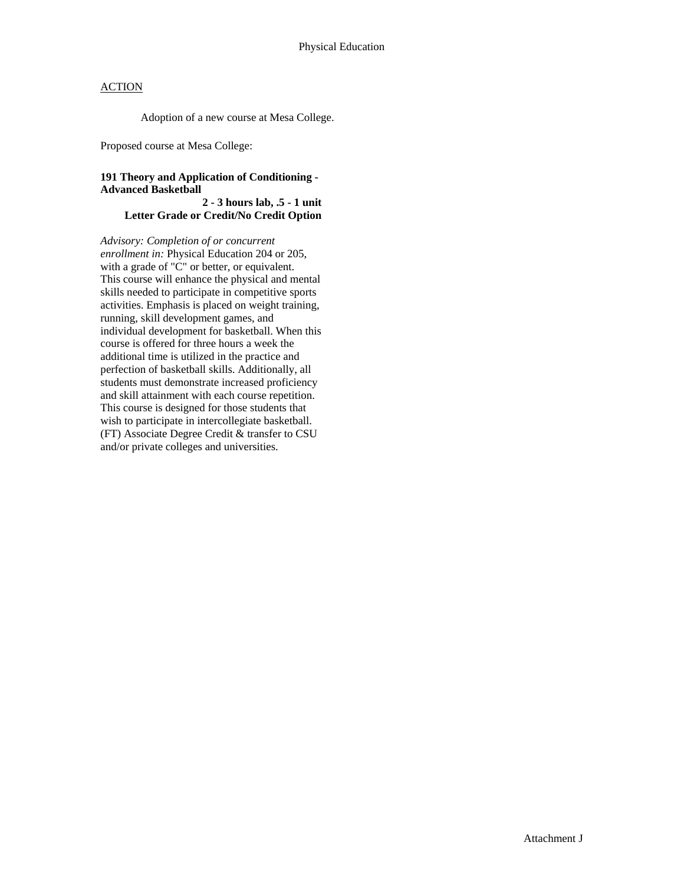Physical Education

ACTION

Adoption of a new course at Mesa College.

Proposed course at Mesa College:

**191 Theory and Application of Conditioning - Advanced Basketball**
**2 - 3 hours lab, .5 - 1 unit**
**Letter Grade or Credit/No Credit Option**

*Advisory: Completion of or concurrent enrollment in:* Physical Education 204 or 205, with a grade of "C" or better, or equivalent. This course will enhance the physical and mental skills needed to participate in competitive sports activities. Emphasis is placed on weight training, running, skill development games, and individual development for basketball. When this course is offered for three hours a week the additional time is utilized in the practice and perfection of basketball skills. Additionally, all students must demonstrate increased proficiency and skill attainment with each course repetition. This course is designed for those students that wish to participate in intercollegiate basketball. (FT) Associate Degree Credit & transfer to CSU and/or private colleges and universities.

Attachment J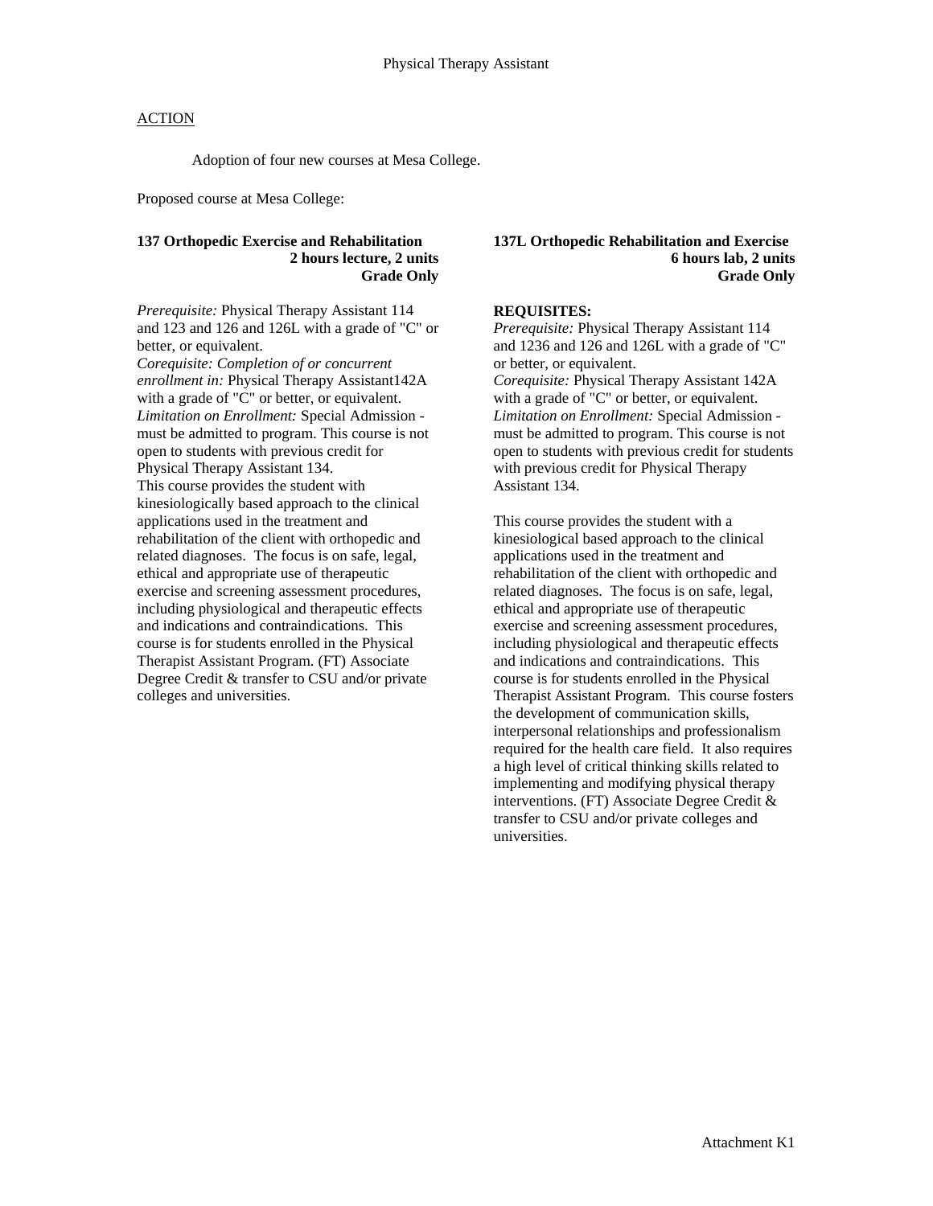## ACTION

Adoption of four new courses at Mesa College.

Proposed course at Mesa College:

**137 Orthopedic Exercise and Rehabilitation**
**2 hours lecture, 2 units**
**Grade Only**

*Prerequisite:* Physical Therapy Assistant 114 and 123 and 126 and 126L with a grade of "C" or better, or equivalent.
*Corequisite: Completion of or concurrent enrollment in:* Physical Therapy Assistant142A with a grade of "C" or better, or equivalent.
*Limitation on Enrollment:* Special Admission - must be admitted to program. This course is not open to students with previous credit for Physical Therapy Assistant 134.
This course provides the student with kinesiologically based approach to the clinical applications used in the treatment and rehabilitation of the client with orthopedic and related diagnoses. The focus is on safe, legal, ethical and appropriate use of therapeutic exercise and screening assessment procedures, including physiological and therapeutic effects and indications and contraindications. This course is for students enrolled in the Physical Therapist Assistant Program. (FT) Associate Degree Credit & transfer to CSU and/or private colleges and universities.

**137L Orthopedic Rehabilitation and Exercise**
**6 hours lab, 2 units**
**Grade Only**

**REQUISITES:**
*Prerequisite:* Physical Therapy Assistant 114 and 1236 and 126 and 126L with a grade of "C" or better, or equivalent.
*Corequisite:* Physical Therapy Assistant 142A with a grade of "C" or better, or equivalent.
*Limitation on Enrollment:* Special Admission - must be admitted to program. This course is not open to students with previous credit for students with previous credit for Physical Therapy Assistant 134.

This course provides the student with a kinesiological based approach to the clinical applications used in the treatment and rehabilitation of the client with orthopedic and related diagnoses. The focus is on safe, legal, ethical and appropriate use of therapeutic exercise and screening assessment procedures, including physiological and therapeutic effects and indications and contraindications. This course is for students enrolled in the Physical Therapist Assistant Program. This course fosters the development of communication skills, interpersonal relationships and professionalism required for the health care field. It also requires a high level of critical thinking skills related to implementing and modifying physical therapy interventions. (FT) Associate Degree Credit & transfer to CSU and/or private colleges and universities.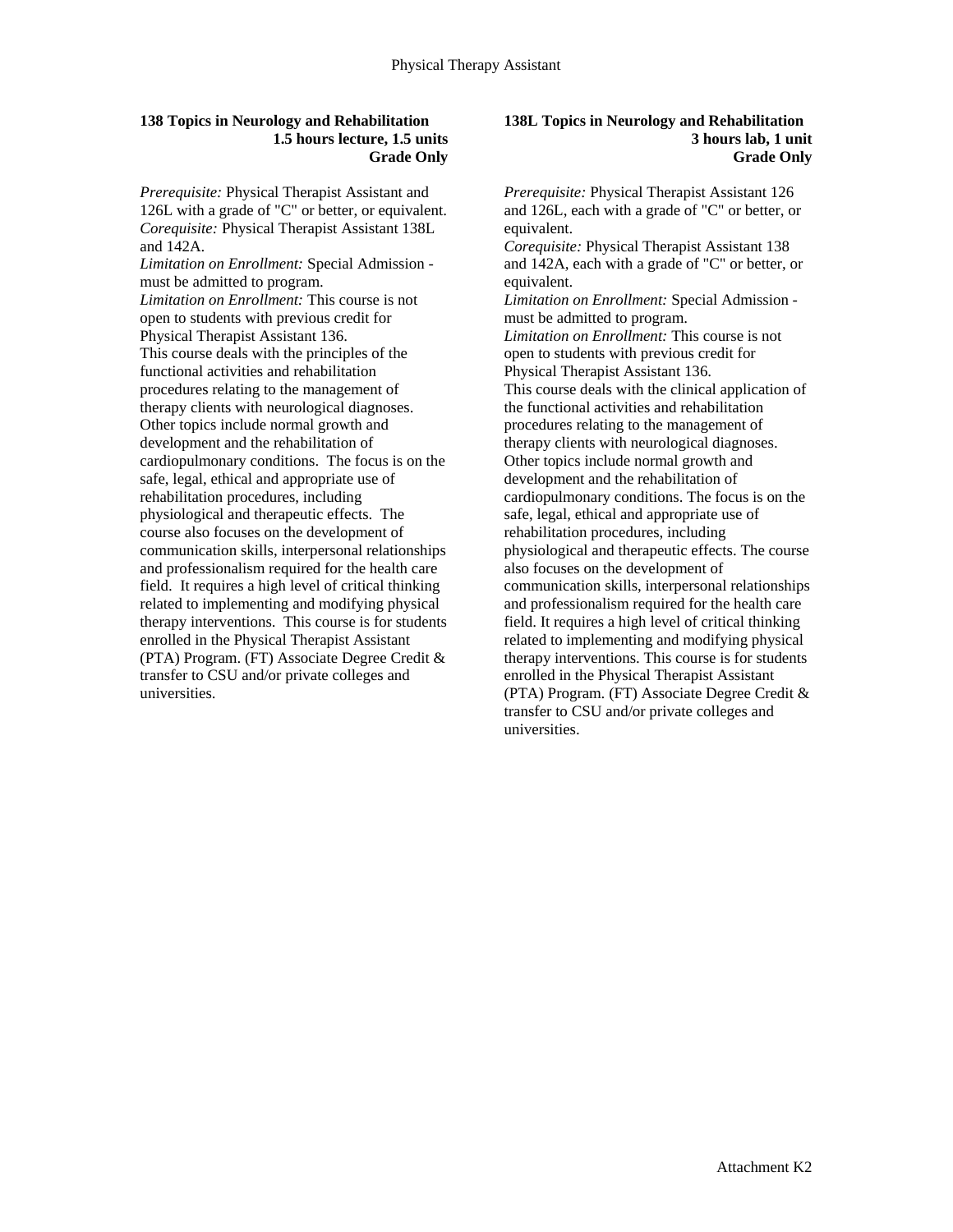### 138 Topics in Neurology and Rehabilitation

**1.5 hours lecture, 1.5 units**
**Grade Only**

*Prerequisite:* Physical Therapist Assistant and 126L with a grade of "C" or better, or equivalent.
*Corequisite:* Physical Therapist Assistant 138L and 142A.
*Limitation on Enrollment:* Special Admission - must be admitted to program.
*Limitation on Enrollment:* This course is not open to students with previous credit for Physical Therapist Assistant 136.
This course deals with the principles of the functional activities and rehabilitation procedures relating to the management of therapy clients with neurological diagnoses. Other topics include normal growth and development and the rehabilitation of cardiopulmonary conditions. The focus is on the safe, legal, ethical and appropriate use of rehabilitation procedures, including physiological and therapeutic effects. The course also focuses on the development of communication skills, interpersonal relationships and professionalism required for the health care field. It requires a high level of critical thinking related to implementing and modifying physical therapy interventions. This course is for students enrolled in the Physical Therapist Assistant (PTA) Program. (FT) Associate Degree Credit & transfer to CSU and/or private colleges and universities.

### 138L Topics in Neurology and Rehabilitation

**3 hours lab, 1 unit**
**Grade Only**

*Prerequisite:* Physical Therapist Assistant 126 and 126L, each with a grade of "C" or better, or equivalent.
*Corequisite:* Physical Therapist Assistant 138 and 142A, each with a grade of "C" or better, or equivalent.
*Limitation on Enrollment:* Special Admission - must be admitted to program.
*Limitation on Enrollment:* This course is not open to students with previous credit for Physical Therapist Assistant 136.
This course deals with the clinical application of the functional activities and rehabilitation procedures relating to the management of therapy clients with neurological diagnoses. Other topics include normal growth and development and the rehabilitation of cardiopulmonary conditions. The focus is on the safe, legal, ethical and appropriate use of rehabilitation procedures, including physiological and therapeutic effects. The course also focuses on the development of communication skills, interpersonal relationships and professionalism required for the health care field. It requires a high level of critical thinking related to implementing and modifying physical therapy interventions. This course is for students enrolled in the Physical Therapist Assistant (PTA) Program. (FT) Associate Degree Credit & transfer to CSU and/or private colleges and universities.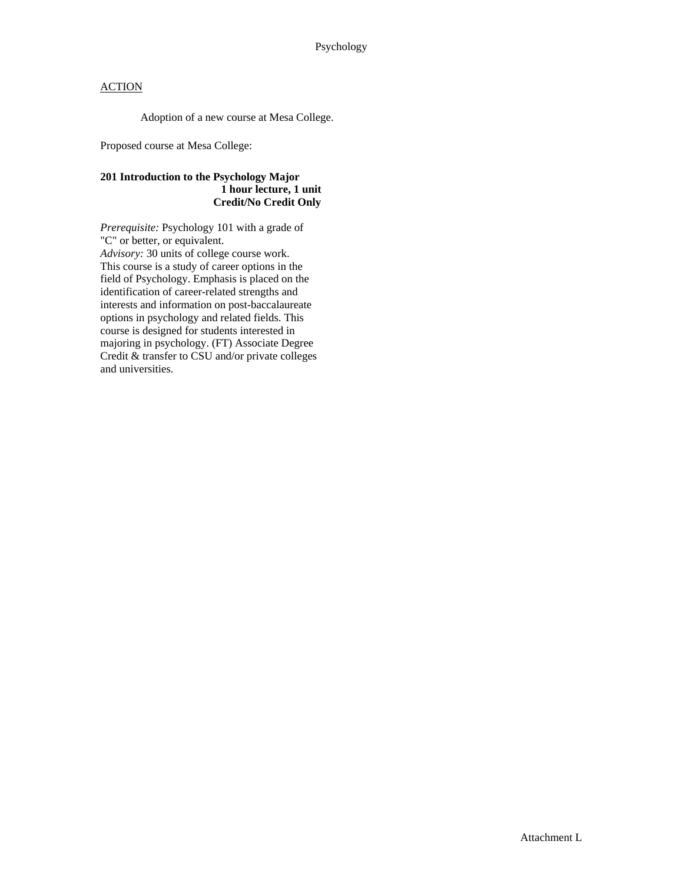Psychology

ACTION

Adoption of a new course at Mesa College.

Proposed course at Mesa College:

**201 Introduction to the Psychology Major**
**1 hour lecture, 1 unit**
**Credit/No Credit Only**

*Prerequisite:* Psychology 101 with a grade of "C" or better, or equivalent.
*Advisory:* 30 units of college course work.
This course is a study of career options in the field of Psychology. Emphasis is placed on the identification of career-related strengths and interests and information on post-baccalaureate options in psychology and related fields. This course is designed for students interested in majoring in psychology. (FT) Associate Degree Credit & transfer to CSU and/or private colleges and universities.

Attachment L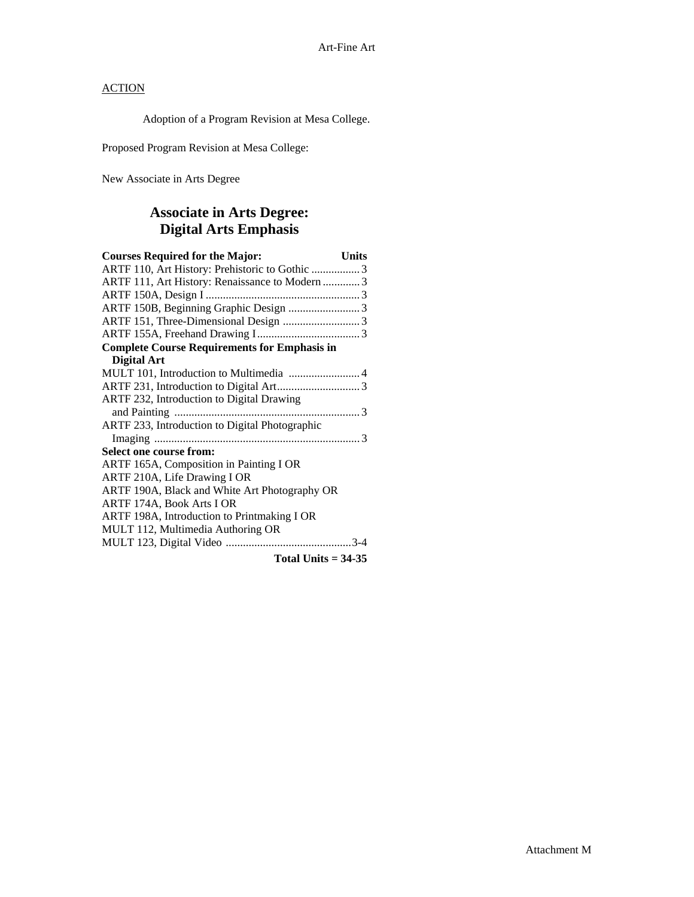ACTION

Adoption of a Program Revision at Mesa College.

Proposed Program Revision at Mesa College:

New Associate in Arts Degree

## Associate in Arts Degree: Digital Arts Emphasis

| Courses Required for the Major: | Units |
|---|---|
| ARTF 110, Art History: Prehistoric to Gothic | 3 |
| ARTF 111, Art History: Renaissance to Modern | 3 |
| ARTF 150A, Design I | 3 |
| ARTF 150B, Beginning Graphic Design | 3 |
| ARTF 151, Three-Dimensional Design | 3 |
| ARTF 155A, Freehand Drawing I | 3 |
| **Complete Course Requirements for Emphasis in Digital Art** | |
| MULT 101, Introduction to Multimedia | 4 |
| ARTF 231, Introduction to Digital Art | 3 |
| ARTF 232, Introduction to Digital Drawing and Painting | 3 |
| ARTF 233, Introduction to Digital Photographic Imaging | 3 |
| **Select one course from:** | |
| ARTF 165A, Composition in Painting I OR | |
| ARTF 210A, Life Drawing I OR | |
| ARTF 190A, Black and White Art Photography OR | |
| ARTF 174A, Book Arts I OR | |
| ARTF 198A, Introduction to Printmaking I OR | |
| MULT 112, Multimedia Authoring OR | |
| MULT 123, Digital Video | 3-4 |
| **Total Units = 34-35** | |

Attachment M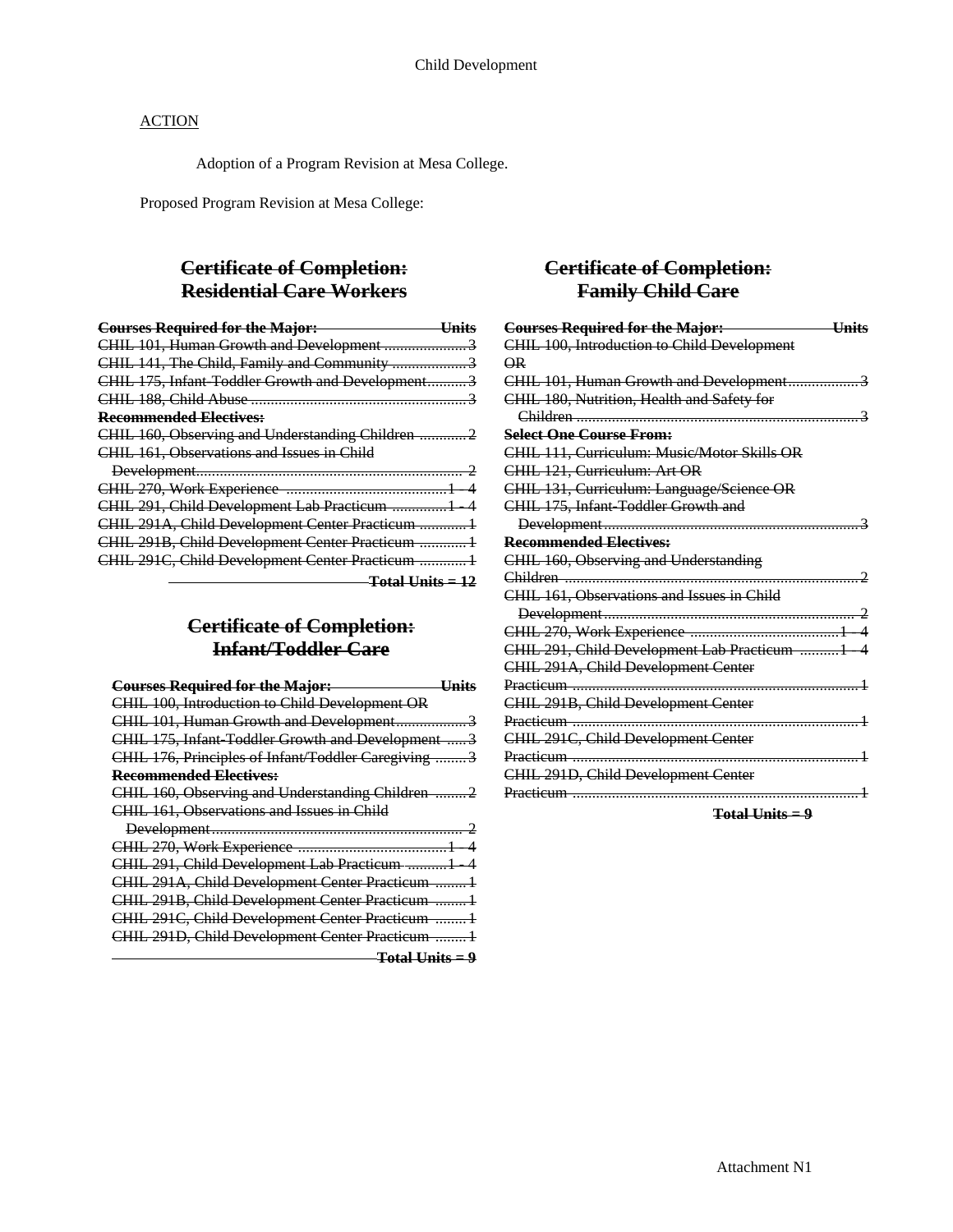Child Development

ACTION

Adoption of a Program Revision at Mesa College.

Proposed Program Revision at Mesa College:

## ~~Certificate of Completion: Residential Care Workers~~

| ~~Courses Required for the Major:~~ | ~~Units~~ |
|---|---|
| ~~CHIL 101, Human Growth and Development~~ | ~~3~~ |
| ~~CHIL 141, The Child, Family and Community~~ | ~~3~~ |
| ~~CHIL 175, Infant-Toddler Growth and Development~~ | ~~3~~ |
| ~~CHIL 188, Child Abuse~~ | ~~3~~ |
| ~~**Recommended Electives:**~~ | |
| ~~CHIL 160, Observing and Understanding Children~~ | ~~2~~ |
| ~~CHIL 161, Observations and Issues in Child Development~~ | ~~2~~ |
| ~~CHIL 270, Work Experience~~ | ~~1 - 4~~ |
| ~~CHIL 291, Child Development Lab Practicum~~ | ~~1 - 4~~ |
| ~~CHIL 291A, Child Development Center Practicum~~ | ~~1~~ |
| ~~CHIL 291B, Child Development Center Practicum~~ | ~~1~~ |
| ~~CHIL 291C, Child Development Center Practicum~~ | ~~1~~ |
| | ~~**Total Units = 12**~~ |

## ~~Certificate of Completion: Infant/Toddler Care~~

| ~~Courses Required for the Major:~~ | ~~Units~~ |
|---|---|
| ~~CHIL 100, Introduction to Child Development OR~~ | |
| ~~CHIL 101, Human Growth and Development~~ | ~~3~~ |
| ~~CHIL 175, Infant-Toddler Growth and Development~~ | ~~3~~ |
| ~~CHIL 176, Principles of Infant/Toddler Caregiving~~ | ~~3~~ |
| ~~**Recommended Electives:**~~ | |
| ~~CHIL 160, Observing and Understanding Children~~ | ~~2~~ |
| ~~CHIL 161, Observations and Issues in Child Development~~ | ~~2~~ |
| ~~CHIL 270, Work Experience~~ | ~~1 - 4~~ |
| ~~CHIL 291, Child Development Lab Practicum~~ | ~~1 - 4~~ |
| ~~CHIL 291A, Child Development Center Practicum~~ | ~~1~~ |
| ~~CHIL 291B, Child Development Center Practicum~~ | ~~1~~ |
| ~~CHIL 291C, Child Development Center Practicum~~ | ~~1~~ |
| ~~CHIL 291D, Child Development Center Practicum~~ | ~~1~~ |
| | ~~**Total Units = 9**~~ |

## ~~Certificate of Completion: Family Child Care~~

| ~~Courses Required for the Major:~~ | ~~Units~~ |
|---|---|
| ~~CHIL 100, Introduction to Child Development OR~~ | |
| ~~CHIL 101, Human Growth and Development~~ | ~~3~~ |
| ~~CHIL 180, Nutrition, Health and Safety for Children~~ | ~~3~~ |
| ~~**Select One Course From:**~~ | |
| ~~CHIL 111, Curriculum: Music/Motor Skills OR~~ | |
| ~~CHIL 121, Curriculum: Art OR~~ | |
| ~~CHIL 131, Curriculum: Language/Science OR~~ | |
| ~~CHIL 175, Infant-Toddler Growth and Development~~ | ~~3~~ |
| ~~**Recommended Electives:**~~ | |
| ~~CHIL 160, Observing and Understanding Children~~ | ~~2~~ |
| ~~CHIL 161, Observations and Issues in Child Development~~ | ~~2~~ |
| ~~CHIL 270, Work Experience~~ | ~~1 - 4~~ |
| ~~CHIL 291, Child Development Lab Practicum~~ | ~~1 - 4~~ |
| ~~CHIL 291A, Child Development Center Practicum~~ | ~~1~~ |
| ~~CHIL 291B, Child Development Center Practicum~~ | ~~1~~ |
| ~~CHIL 291C, Child Development Center Practicum~~ | ~~1~~ |
| ~~CHIL 291D, Child Development Center Practicum~~ | ~~1~~ |
| | ~~**Total Units = 9**~~ |

Attachment N1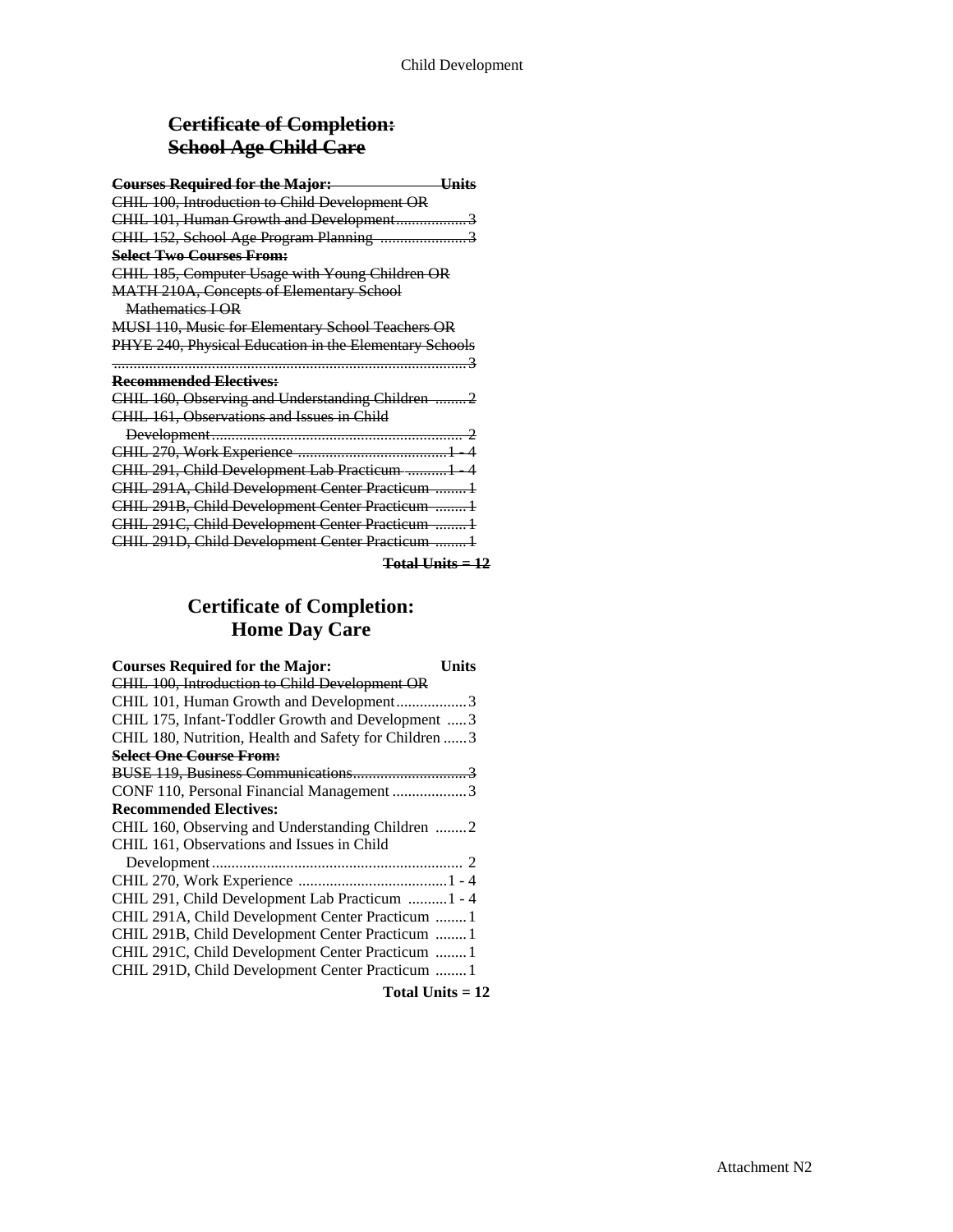## ~~Certificate of Completion: School Age Child Care~~

| ~~**Courses Required for the Major:**~~ | ~~**Units**~~ |
|---|---|
| ~~CHIL 100, Introduction to Child Development OR~~ | |
| ~~CHIL 101, Human Growth and Development~~ | ~~3~~ |
| ~~CHIL 152, School Age Program Planning~~ | ~~3~~ |
| ~~**Select Two Courses From:**~~ | |
| ~~CHIL 185, Computer Usage with Young Children OR~~ | |
| ~~MATH 210A, Concepts of Elementary School Mathematics I OR~~ | |
| ~~MUSI 110, Music for Elementary School Teachers OR~~ | |
| ~~PHYE 240, Physical Education in the Elementary Schools~~ | ~~3~~ |
| ~~**Recommended Electives:**~~ | |
| ~~CHIL 160, Observing and Understanding Children~~ | ~~2~~ |
| ~~CHIL 161, Observations and Issues in Child Development~~ | ~~2~~ |
| ~~CHIL 270, Work Experience~~ | ~~1 - 4~~ |
| ~~CHIL 291, Child Development Lab Practicum~~ | ~~1 - 4~~ |
| ~~CHIL 291A, Child Development Center Practicum~~ | ~~1~~ |
| ~~CHIL 291B, Child Development Center Practicum~~ | ~~1~~ |
| ~~CHIL 291C, Child Development Center Practicum~~ | ~~1~~ |
| ~~CHIL 291D, Child Development Center Practicum~~ | ~~1~~ |
| | ~~**Total Units = 12**~~ |

## Certificate of Completion: Home Day Care

| **Courses Required for the Major:** | **Units** |
|---|---|
| ~~CHIL 100, Introduction to Child Development OR~~ | |
| CHIL 101, Human Growth and Development | 3 |
| CHIL 175, Infant-Toddler Growth and Development | 3 |
| CHIL 180, Nutrition, Health and Safety for Children | 3 |
| ~~**Select One Course From:**~~ | |
| ~~BUSE 119, Business Communications~~ | ~~3~~ |
| CONF 110, Personal Financial Management | 3 |
| **Recommended Electives:** | |
| CHIL 160, Observing and Understanding Children | 2 |
| CHIL 161, Observations and Issues in Child Development | 2 |
| CHIL 270, Work Experience | 1 - 4 |
| CHIL 291, Child Development Lab Practicum | 1 - 4 |
| CHIL 291A, Child Development Center Practicum | 1 |
| CHIL 291B, Child Development Center Practicum | 1 |
| CHIL 291C, Child Development Center Practicum | 1 |
| CHIL 291D, Child Development Center Practicum | 1 |
| | **Total Units = 12** |

Attachment N2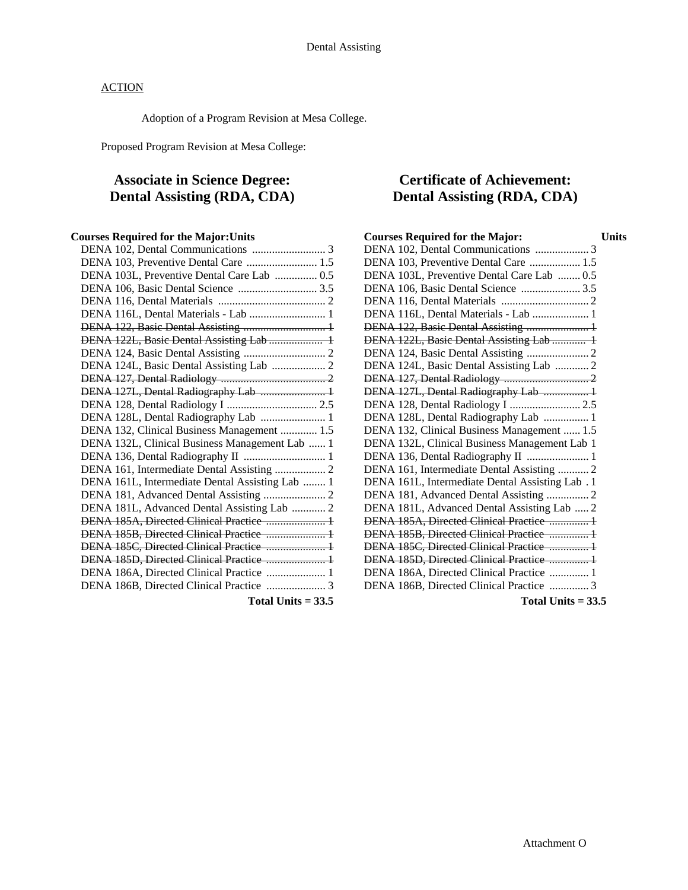ACTION

Adoption of a Program Revision at Mesa College.

Proposed Program Revision at Mesa College:

## Associate in Science Degree: Dental Assisting (RDA, CDA)

**Courses Required for the Major:Units**

- DENA 102, Dental Communications .......................... 3
- DENA 103, Preventive Dental Care ......................... 1.5
- DENA 103L, Preventive Dental Care Lab ............... 0.5
- DENA 106, Basic Dental Science ............................ 3.5
- DENA 116, Dental Materials ...................................... 2
- DENA 116L, Dental Materials - Lab ........................... 1
- ~~DENA 122, Basic Dental Assisting ............................. 1~~
- ~~DENA 122L, Basic Dental Assisting Lab ................... 1~~
- DENA 124, Basic Dental Assisting ............................. 2
- DENA 124L, Basic Dental Assisting Lab ................... 2
- ~~DENA 127, Dental Radiology ..................................... 2~~
- ~~DENA 127L, Dental Radiography Lab ....................... 1~~
- DENA 128, Dental Radiology I ................................ 2.5
- DENA 128L, Dental Radiography Lab ....................... 1
- DENA 132, Clinical Business Management ............. 1.5
- DENA 132L, Clinical Business Management Lab ...... 1
- DENA 136, Dental Radiography II ............................. 1
- DENA 161, Intermediate Dental Assisting .................. 2
- DENA 161L, Intermediate Dental Assisting Lab ........ 1
- DENA 181, Advanced Dental Assisting ...................... 2
- DENA 181L, Advanced Dental Assisting Lab ............ 2
- ~~DENA 185A, Directed Clinical Practice ..................... 1~~
- ~~DENA 185B, Directed Clinical Practice ..................... 1~~
- ~~DENA 185C, Directed Clinical Practice ..................... 1~~
- ~~DENA 185D, Directed Clinical Practice ..................... 1~~
- DENA 186A, Directed Clinical Practice ..................... 1
- DENA 186B, Directed Clinical Practice ..................... 3

**Total Units = 33.5**

## Certificate of Achievement: Dental Assisting (RDA, CDA)

**Courses Required for the Major: Units**

- DENA 102, Dental Communications ................... 3
- DENA 103, Preventive Dental Care .................. 1.5
- DENA 103L, Preventive Dental Care Lab ........ 0.5
- DENA 106, Basic Dental Science ..................... 3.5
- DENA 116, Dental Materials ............................... 2
- DENA 116L, Dental Materials - Lab .................... 1
- ~~DENA 122, Basic Dental Assisting ...................... 1~~
- ~~DENA 122L, Basic Dental Assisting Lab ............ 1~~
- DENA 124, Basic Dental Assisting ...................... 2
- DENA 124L, Basic Dental Assisting Lab ............ 2
- ~~DENA 127, Dental Radiology .............................. 2~~
- ~~DENA 127L, Dental Radiography Lab ................ 1~~
- DENA 128, Dental Radiology I ......................... 2.5
- DENA 128L, Dental Radiography Lab ................ 1
- DENA 132, Clinical Business Management ...... 1.5
- DENA 132L, Clinical Business Management Lab 1
- DENA 136, Dental Radiography II ...................... 1
- DENA 161, Intermediate Dental Assisting ........... 2
- DENA 161L, Intermediate Dental Assisting Lab . 1
- DENA 181, Advanced Dental Assisting ............... 2
- DENA 181L, Advanced Dental Assisting Lab ..... 2
- ~~DENA 185A, Directed Clinical Practice .............. 1~~
- ~~DENA 185B, Directed Clinical Practice .............. 1~~
- ~~DENA 185C, Directed Clinical Practice .............. 1~~
- ~~DENA 185D, Directed Clinical Practice .............. 1~~
- DENA 186A, Directed Clinical Practice .............. 1
- DENA 186B, Directed Clinical Practice .............. 3

**Total Units = 33.5**

Attachment O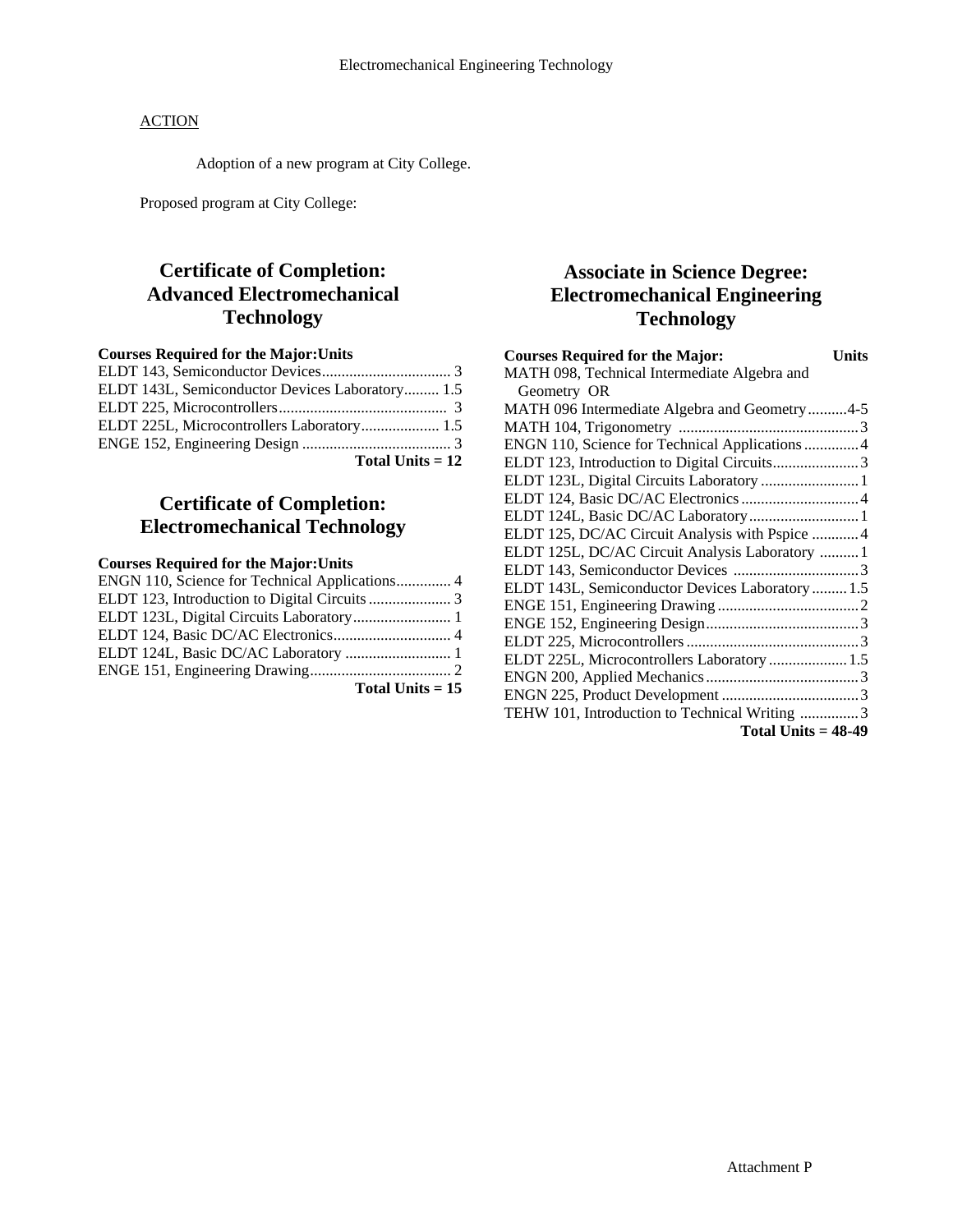ACTION

Adoption of a new program at City College.

Proposed program at City College:

## Certificate of Completion: Advanced Electromechanical Technology

| Courses Required for the Major: | Units |
|---|---|
| ELDT 143, Semiconductor Devices | 3 |
| ELDT 143L, Semiconductor Devices Laboratory | 1.5 |
| ELDT 225, Microcontrollers | 3 |
| ELDT 225L, Microcontrollers Laboratory | 1.5 |
| ENGE 152, Engineering Design | 3 |
| **Total Units = 12** | |

## Certificate of Completion: Electromechanical Technology

| Courses Required for the Major: | Units |
|---|---|
| ENGN 110, Science for Technical Applications | 4 |
| ELDT 123, Introduction to Digital Circuits | 3 |
| ELDT 123L, Digital Circuits Laboratory | 1 |
| ELDT 124, Basic DC/AC Electronics | 4 |
| ELDT 124L, Basic DC/AC Laboratory | 1 |
| ENGE 151, Engineering Drawing | 2 |
| **Total Units = 15** | |

## Associate in Science Degree: Electromechanical Engineering Technology

| Courses Required for the Major: | Units |
|---|---|
| MATH 098, Technical Intermediate Algebra and Geometry OR | |
| MATH 096 Intermediate Algebra and Geometry | 4-5 |
| MATH 104, Trigonometry | 3 |
| ENGN 110, Science for Technical Applications | 4 |
| ELDT 123, Introduction to Digital Circuits | 3 |
| ELDT 123L, Digital Circuits Laboratory | 1 |
| ELDT 124, Basic DC/AC Electronics | 4 |
| ELDT 124L, Basic DC/AC Laboratory | 1 |
| ELDT 125, DC/AC Circuit Analysis with Pspice | 4 |
| ELDT 125L, DC/AC Circuit Analysis Laboratory | 1 |
| ELDT 143, Semiconductor Devices | 3 |
| ELDT 143L, Semiconductor Devices Laboratory | 1.5 |
| ENGE 151, Engineering Drawing | 2 |
| ENGE 152, Engineering Design | 3 |
| ELDT 225, Microcontrollers | 3 |
| ELDT 225L, Microcontrollers Laboratory | 1.5 |
| ENGN 200, Applied Mechanics | 3 |
| ENGN 225, Product Development | 3 |
| TEHW 101, Introduction to Technical Writing | 3 |
| **Total Units = 48-49** | |

Attachment P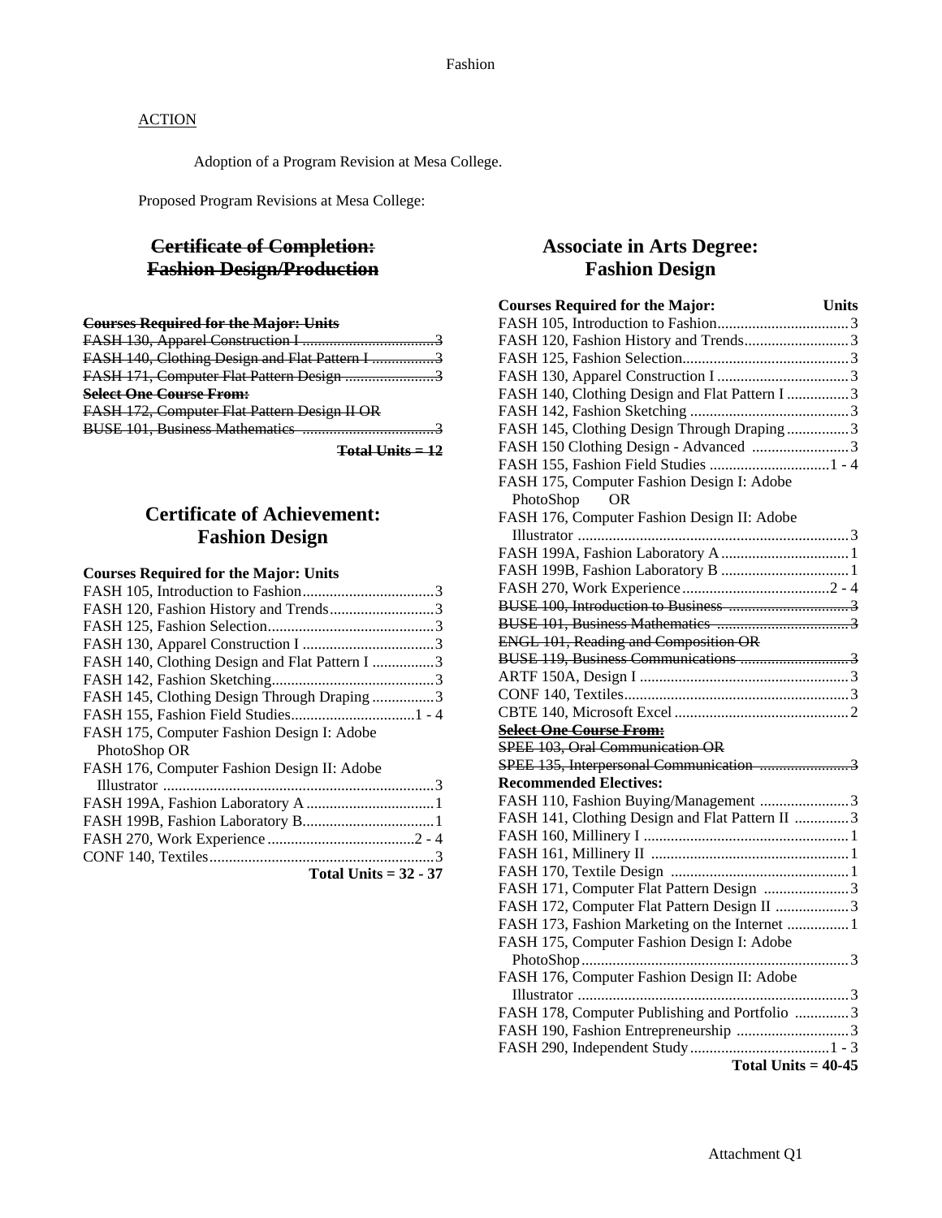Fashion

ACTION

Adoption of a Program Revision at Mesa College.

Proposed Program Revisions at Mesa College:

## ~~Certificate of Completion: Fashion Design/Production~~

**~~Courses Required for the Major: Units~~**

| Course | Units |
|---|---|
| ~~FASH 130, Apparel Construction I~~ | ~~3~~ |
| ~~FASH 140, Clothing Design and Flat Pattern I~~ | ~~3~~ |
| ~~FASH 171, Computer Flat Pattern Design~~ | ~~3~~ |
| **~~Select One Course From:~~** | |
| ~~FASH 172, Computer Flat Pattern Design II OR~~ | |
| ~~BUSE 101, Business Mathematics~~ | ~~3~~ |
| **~~Total Units = 12~~** | |

## Certificate of Achievement: Fashion Design

**Courses Required for the Major: Units**

| Course | Units |
|---|---|
| FASH 105, Introduction to Fashion | 3 |
| FASH 120, Fashion History and Trends | 3 |
| FASH 125, Fashion Selection | 3 |
| FASH 130, Apparel Construction I | 3 |
| FASH 140, Clothing Design and Flat Pattern I | 3 |
| FASH 142, Fashion Sketching | 3 |
| FASH 145, Clothing Design Through Draping | 3 |
| FASH 155, Fashion Field Studies | 1 - 4 |
| FASH 175, Computer Fashion Design I: Adobe PhotoShop OR | |
| FASH 176, Computer Fashion Design II: Adobe Illustrator | 3 |
| FASH 199A, Fashion Laboratory A | 1 |
| FASH 199B, Fashion Laboratory B | 1 |
| FASH 270, Work Experience | 2 - 4 |
| CONF 140, Textiles | 3 |
| **Total Units = 32 - 37** | |

## Associate in Arts Degree: Fashion Design

| **Courses Required for the Major:** | **Units** |
|---|---|
| FASH 105, Introduction to Fashion | 3 |
| FASH 120, Fashion History and Trends | 3 |
| FASH 125, Fashion Selection | 3 |
| FASH 130, Apparel Construction I | 3 |
| FASH 140, Clothing Design and Flat Pattern I | 3 |
| FASH 142, Fashion Sketching | 3 |
| FASH 145, Clothing Design Through Draping | 3 |
| FASH 150 Clothing Design - Advanced | 3 |
| FASH 155, Fashion Field Studies | 1 - 4 |
| FASH 175, Computer Fashion Design I: Adobe PhotoShop OR | |
| FASH 176, Computer Fashion Design II: Adobe Illustrator | 3 |
| FASH 199A, Fashion Laboratory A | 1 |
| FASH 199B, Fashion Laboratory B | 1 |
| FASH 270, Work Experience | 2 - 4 |
| ~~BUSE 100, Introduction to Business~~ | ~~3~~ |
| ~~BUSE 101, Business Mathematics~~ | ~~3~~ |
| ~~ENGL 101, Reading and Composition OR~~ | |
| ~~BUSE 119, Business Communications~~ | ~~3~~ |
| ARTF 150A, Design I | 3 |
| CONF 140, Textiles | 3 |
| CBTE 140, Microsoft Excel | 2 |
| **~~Select One Course From:~~** | |
| ~~SPEE 103, Oral Communication OR~~ | |
| ~~SPEE 135, Interpersonal Communication~~ | ~~3~~ |
| **Recommended Electives:** | |
| FASH 110, Fashion Buying/Management | 3 |
| FASH 141, Clothing Design and Flat Pattern II | 3 |
| FASH 160, Millinery I | 1 |
| FASH 161, Millinery II | 1 |
| FASH 170, Textile Design | 1 |
| FASH 171, Computer Flat Pattern Design | 3 |
| FASH 172, Computer Flat Pattern Design II | 3 |
| FASH 173, Fashion Marketing on the Internet | 1 |
| FASH 175, Computer Fashion Design I: Adobe PhotoShop | 3 |
| FASH 176, Computer Fashion Design II: Adobe Illustrator | 3 |
| FASH 178, Computer Publishing and Portfolio | 3 |
| FASH 190, Fashion Entrepreneurship | 3 |
| FASH 290, Independent Study | 1 - 3 |
| **Total Units = 40-45** | |

Attachment Q1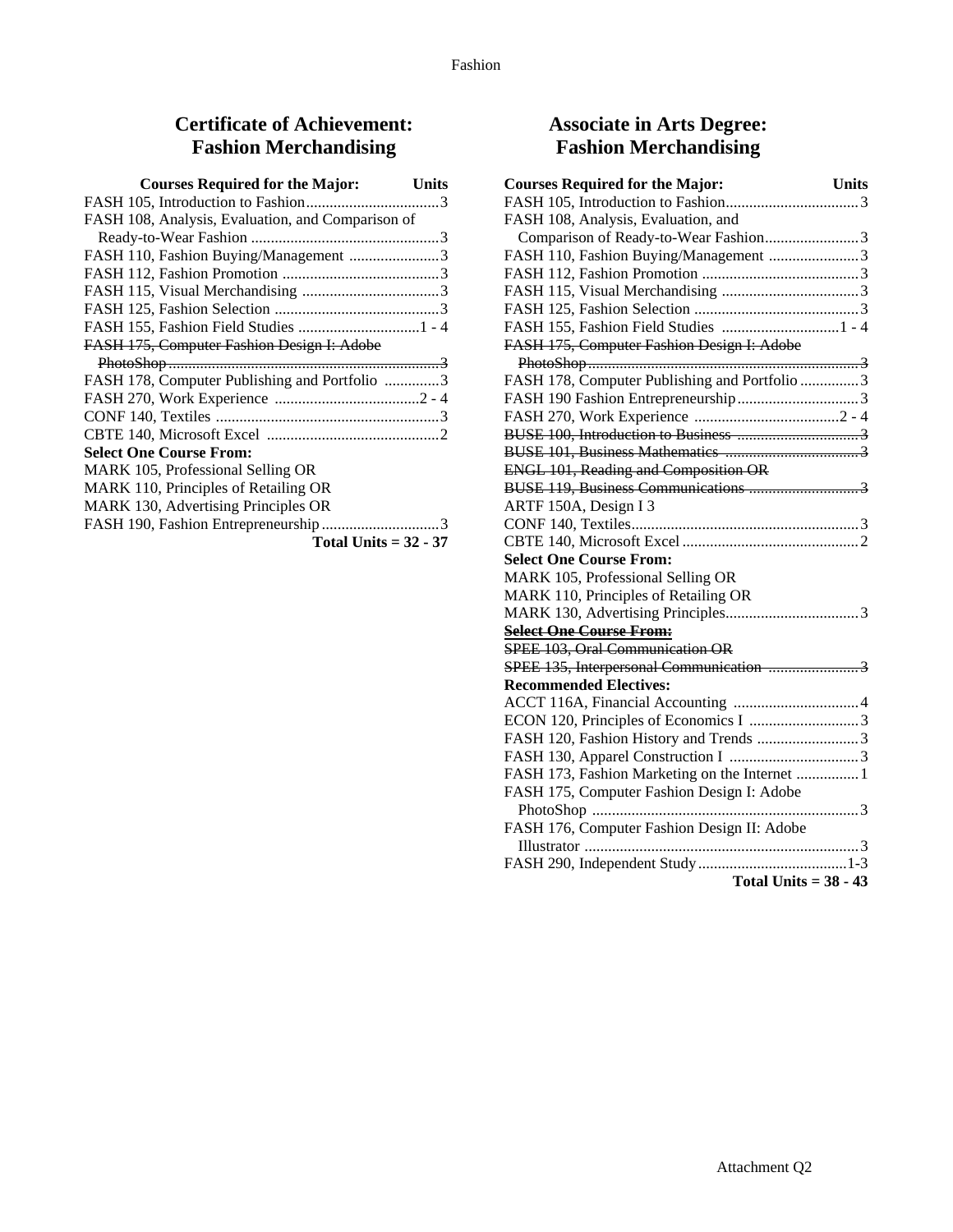## Certificate of Achievement: Fashion Merchandising

| Courses Required for the Major: | Units |
|---|---|
| FASH 105, Introduction to Fashion | 3 |
| FASH 108, Analysis, Evaluation, and Comparison of Ready-to-Wear Fashion | 3 |
| FASH 110, Fashion Buying/Management | 3 |
| FASH 112, Fashion Promotion | 3 |
| FASH 115, Visual Merchandising | 3 |
| FASH 125, Fashion Selection | 3 |
| FASH 155, Fashion Field Studies | 1 - 4 |
| ~~FASH 175, Computer Fashion Design I: Adobe PhotoShop~~ | ~~3~~ |
| FASH 178, Computer Publishing and Portfolio | 3 |
| FASH 270, Work Experience | 2 - 4 |
| CONF 140, Textiles | 3 |
| CBTE 140, Microsoft Excel | 2 |
| **Select One Course From:** | |
| MARK 105, Professional Selling OR | |
| MARK 110, Principles of Retailing OR | |
| MARK 130, Advertising Principles OR | |
| FASH 190, Fashion Entrepreneurship | 3 |
| | **Total Units = 32 - 37** |

## Associate in Arts Degree: Fashion Merchandising

| Courses Required for the Major: | Units |
|---|---|
| FASH 105, Introduction to Fashion | 3 |
| FASH 108, Analysis, Evaluation, and Comparison of Ready-to-Wear Fashion | 3 |
| FASH 110, Fashion Buying/Management | 3 |
| FASH 112, Fashion Promotion | 3 |
| FASH 115, Visual Merchandising | 3 |
| FASH 125, Fashion Selection | 3 |
| FASH 155, Fashion Field Studies | 1 - 4 |
| ~~FASH 175, Computer Fashion Design I: Adobe PhotoShop~~ | ~~3~~ |
| FASH 178, Computer Publishing and Portfolio | 3 |
| FASH 190 Fashion Entrepreneurship | 3 |
| FASH 270, Work Experience | 2 - 4 |
| ~~BUSE 100, Introduction to Business~~ | ~~3~~ |
| ~~BUSE 101, Business Mathematics~~ | ~~3~~ |
| ~~ENGL 101, Reading and Composition OR~~ | |
| ~~BUSE 119, Business Communications~~ | ~~3~~ |
| ARTF 150A, Design I 3 | |
| CONF 140, Textiles | 3 |
| CBTE 140, Microsoft Excel | 2 |
| **Select One Course From:** | |
| MARK 105, Professional Selling OR | |
| MARK 110, Principles of Retailing OR | |
| MARK 130, Advertising Principles | 3 |
| ~~**Select One Course From:**~~ | |
| ~~SPEE 103, Oral Communication OR~~ | |
| ~~SPEE 135, Interpersonal Communication~~ | ~~3~~ |
| **Recommended Electives:** | |
| ACCT 116A, Financial Accounting | 4 |
| ECON 120, Principles of Economics I | 3 |
| FASH 120, Fashion History and Trends | 3 |
| FASH 130, Apparel Construction I | 3 |
| FASH 173, Fashion Marketing on the Internet | 1 |
| FASH 175, Computer Fashion Design I: Adobe PhotoShop | 3 |
| FASH 176, Computer Fashion Design II: Adobe Illustrator | 3 |
| FASH 290, Independent Study | 1-3 |
| | **Total Units = 38 - 43** |

Attachment Q2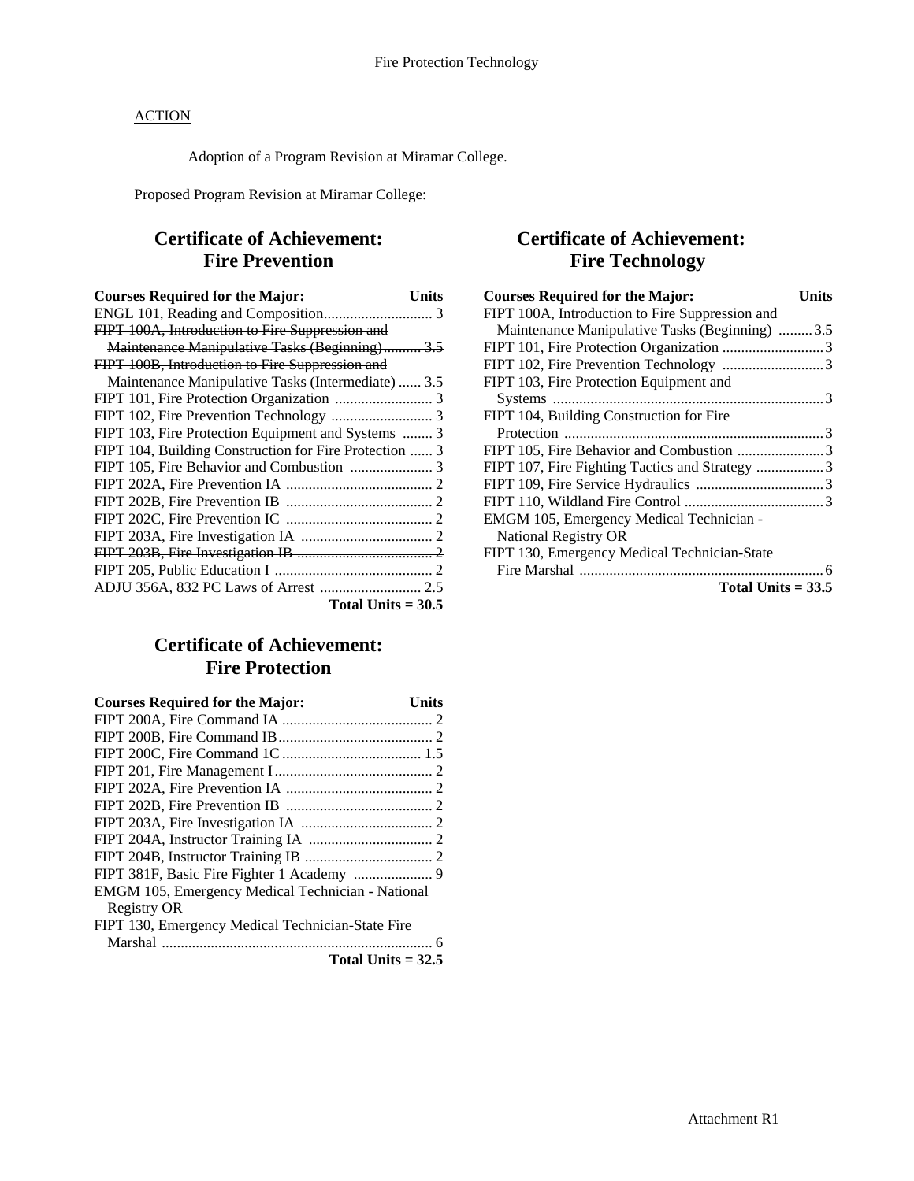Fire Protection Technology

ACTION

Adoption of a Program Revision at Miramar College.

Proposed Program Revision at Miramar College:

## Certificate of Achievement: Fire Prevention

| Courses Required for the Major: | Units |
|---|---|
| ENGL 101, Reading and Composition | 3 |
| ~~FIPT 100A, Introduction to Fire Suppression and Maintenance Manipulative Tasks (Beginning)~~ | ~~3.5~~ |
| ~~FIPT 100B, Introduction to Fire Suppression and Maintenance Manipulative Tasks (Intermediate)~~ | ~~3.5~~ |
| FIPT 101, Fire Protection Organization | 3 |
| FIPT 102, Fire Prevention Technology | 3 |
| FIPT 103, Fire Protection Equipment and Systems | 3 |
| FIPT 104, Building Construction for Fire Protection | 3 |
| FIPT 105, Fire Behavior and Combustion | 3 |
| FIPT 202A, Fire Prevention IA | 2 |
| FIPT 202B, Fire Prevention IB | 2 |
| FIPT 202C, Fire Prevention IC | 2 |
| FIPT 203A, Fire Investigation IA | 2 |
| ~~FIPT 203B, Fire Investigation IB~~ | ~~2~~ |
| FIPT 205, Public Education I | 2 |
| ADJU 356A, 832 PC Laws of Arrest | 2.5 |
| **Total Units = 30.5** | |

## Certificate of Achievement: Fire Protection

| Courses Required for the Major: | Units |
|---|---|
| FIPT 200A, Fire Command IA | 2 |
| FIPT 200B, Fire Command IB | 2 |
| FIPT 200C, Fire Command 1C | 1.5 |
| FIPT 201, Fire Management I | 2 |
| FIPT 202A, Fire Prevention IA | 2 |
| FIPT 202B, Fire Prevention IB | 2 |
| FIPT 203A, Fire Investigation IA | 2 |
| FIPT 204A, Instructor Training IA | 2 |
| FIPT 204B, Instructor Training IB | 2 |
| FIPT 381F, Basic Fire Fighter 1 Academy | 9 |
| EMGM 105, Emergency Medical Technician - National Registry OR FIPT 130, Emergency Medical Technician-State Fire Marshal | 6 |
| **Total Units = 32.5** | |

## Certificate of Achievement: Fire Technology

| Courses Required for the Major: | Units |
|---|---|
| FIPT 100A, Introduction to Fire Suppression and Maintenance Manipulative Tasks (Beginning) | 3.5 |
| FIPT 101, Fire Protection Organization | 3 |
| FIPT 102, Fire Prevention Technology | 3 |
| FIPT 103, Fire Protection Equipment and Systems | 3 |
| FIPT 104, Building Construction for Fire Protection | 3 |
| FIPT 105, Fire Behavior and Combustion | 3 |
| FIPT 107, Fire Fighting Tactics and Strategy | 3 |
| FIPT 109, Fire Service Hydraulics | 3 |
| FIPT 110, Wildland Fire Control | 3 |
| EMGM 105, Emergency Medical Technician - National Registry OR FIPT 130, Emergency Medical Technician-State Fire Marshal | 6 |
| **Total Units = 33.5** | |

Attachment R1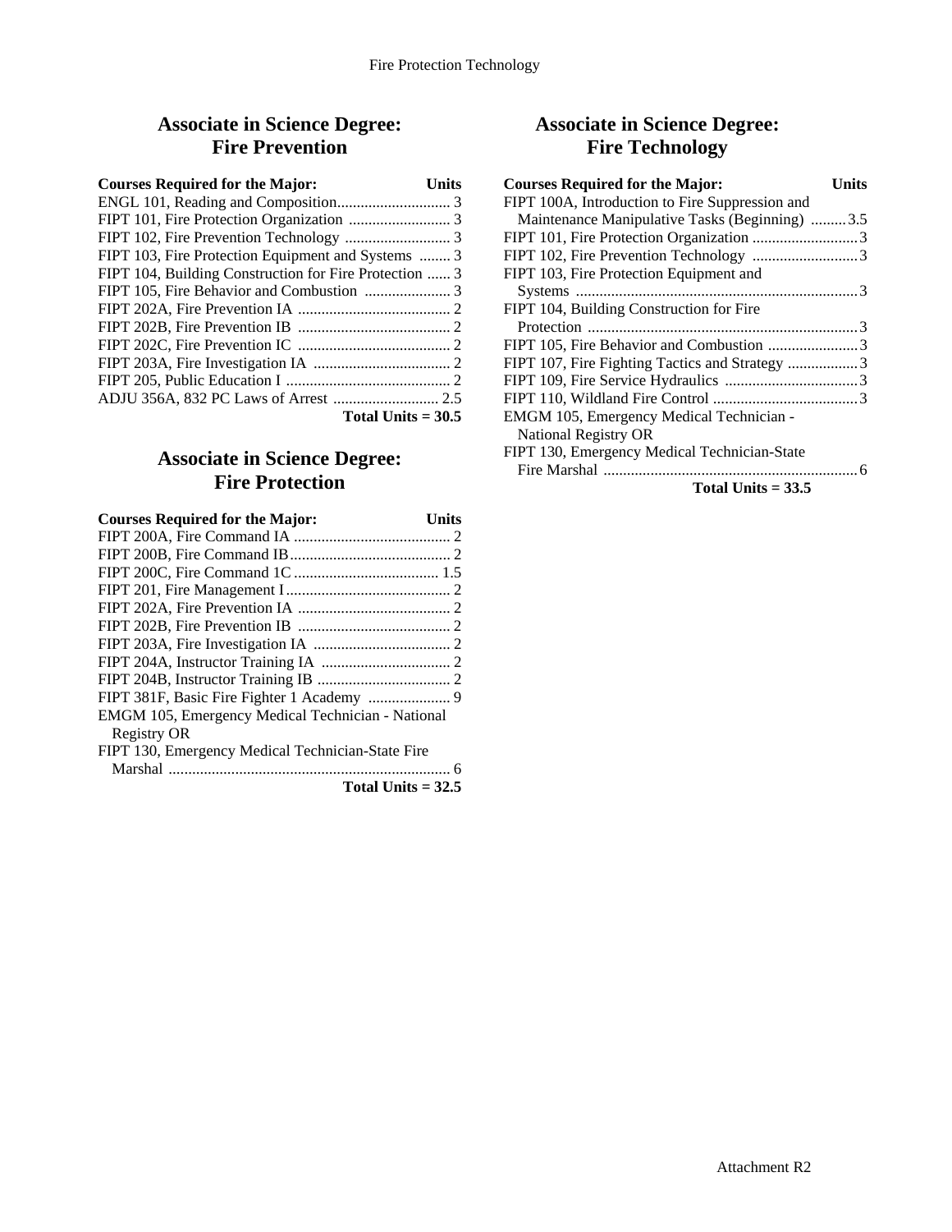## Associate in Science Degree: Fire Prevention

| Courses Required for the Major: | Units |
|---|---|
| ENGL 101, Reading and Composition | 3 |
| FIPT 101, Fire Protection Organization | 3 |
| FIPT 102, Fire Prevention Technology | 3 |
| FIPT 103, Fire Protection Equipment and Systems | 3 |
| FIPT 104, Building Construction for Fire Protection | 3 |
| FIPT 105, Fire Behavior and Combustion | 3 |
| FIPT 202A, Fire Prevention IA | 2 |
| FIPT 202B, Fire Prevention IB | 2 |
| FIPT 202C, Fire Prevention IC | 2 |
| FIPT 203A, Fire Investigation IA | 2 |
| FIPT 205, Public Education I | 2 |
| ADJU 356A, 832 PC Laws of Arrest | 2.5 |
| **Total Units = 30.5** | |

## Associate in Science Degree: Fire Protection

| Courses Required for the Major: | Units |
|---|---|
| FIPT 200A, Fire Command IA | 2 |
| FIPT 200B, Fire Command IB | 2 |
| FIPT 200C, Fire Command 1C | 1.5 |
| FIPT 201, Fire Management I | 2 |
| FIPT 202A, Fire Prevention IA | 2 |
| FIPT 202B, Fire Prevention IB | 2 |
| FIPT 203A, Fire Investigation IA | 2 |
| FIPT 204A, Instructor Training IA | 2 |
| FIPT 204B, Instructor Training IB | 2 |
| FIPT 381F, Basic Fire Fighter 1 Academy | 9 |
| EMGM 105, Emergency Medical Technician - National Registry OR FIPT 130, Emergency Medical Technician-State Fire Marshal | 6 |
| **Total Units = 32.5** | |

## Associate in Science Degree: Fire Technology

| Courses Required for the Major: | Units |
|---|---|
| FIPT 100A, Introduction to Fire Suppression and Maintenance Manipulative Tasks (Beginning) | 3.5 |
| FIPT 101, Fire Protection Organization | 3 |
| FIPT 102, Fire Prevention Technology | 3 |
| FIPT 103, Fire Protection Equipment and Systems | 3 |
| FIPT 104, Building Construction for Fire Protection | 3 |
| FIPT 105, Fire Behavior and Combustion | 3 |
| FIPT 107, Fire Fighting Tactics and Strategy | 3 |
| FIPT 109, Fire Service Hydraulics | 3 |
| FIPT 110, Wildland Fire Control | 3 |
| EMGM 105, Emergency Medical Technician - National Registry OR FIPT 130, Emergency Medical Technician-State Fire Marshal | 6 |
| **Total Units = 33.5** | |

Attachment R2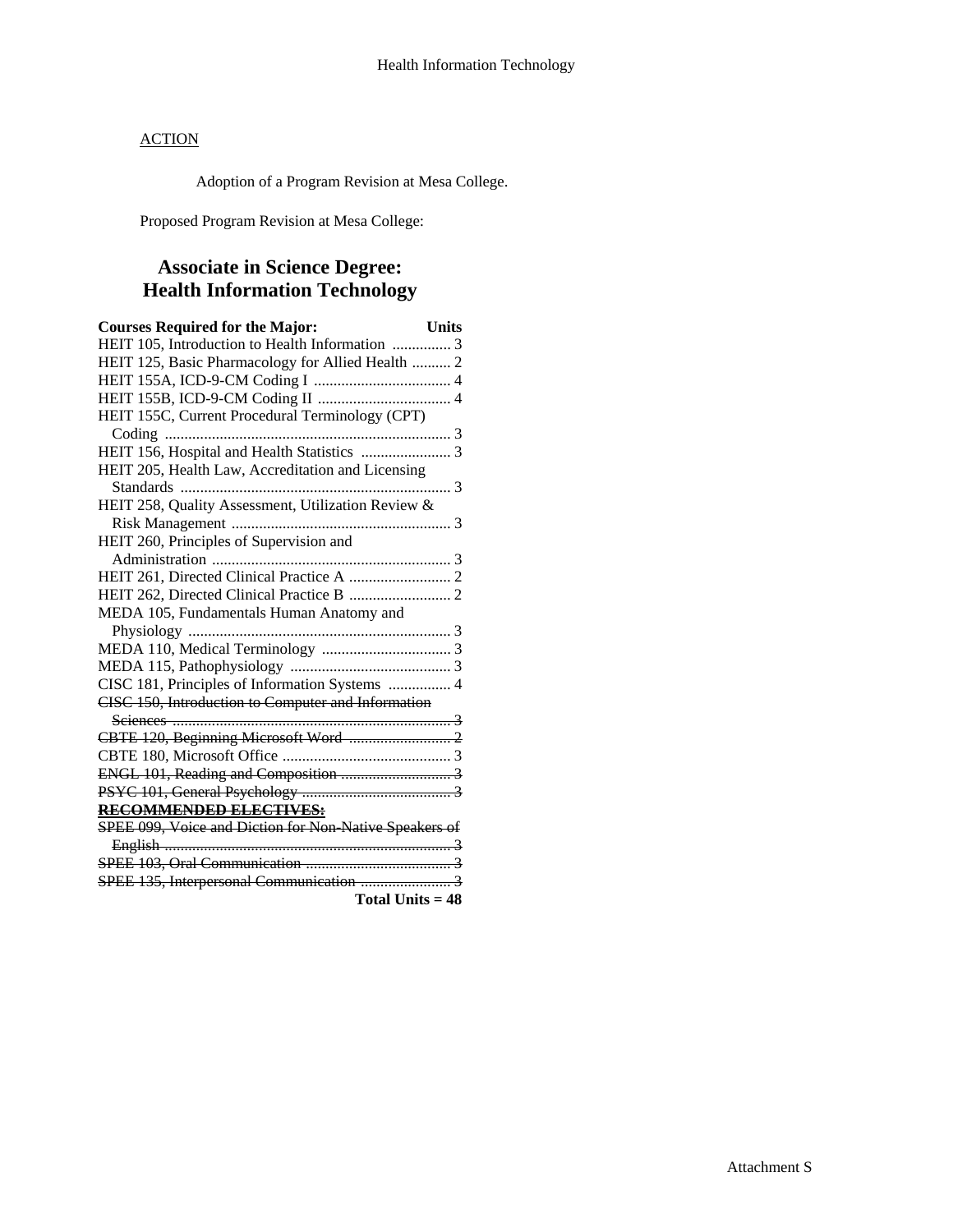ACTION

Adoption of a Program Revision at Mesa College.

Proposed Program Revision at Mesa College:

## Associate in Science Degree: Health Information Technology

| Courses Required for the Major: | Units |
|---|---|
| HEIT 105, Introduction to Health Information | 3 |
| HEIT 125, Basic Pharmacology for Allied Health | 2 |
| HEIT 155A, ICD-9-CM Coding I | 4 |
| HEIT 155B, ICD-9-CM Coding II | 4 |
| HEIT 155C, Current Procedural Terminology (CPT) Coding | 3 |
| HEIT 156, Hospital and Health Statistics | 3 |
| HEIT 205, Health Law, Accreditation and Licensing Standards | 3 |
| HEIT 258, Quality Assessment, Utilization Review & Risk Management | 3 |
| HEIT 260, Principles of Supervision and Administration | 3 |
| HEIT 261, Directed Clinical Practice A | 2 |
| HEIT 262, Directed Clinical Practice B | 2 |
| MEDA 105, Fundamentals Human Anatomy and Physiology | 3 |
| MEDA 110, Medical Terminology | 3 |
| MEDA 115, Pathophysiology | 3 |
| CISC 181, Principles of Information Systems | 4 |
| ~~CISC 150, Introduction to Computer and Information Sciences~~ | ~~3~~ |
| ~~CBTE 120, Beginning Microsoft Word~~ | ~~2~~ |
| CBTE 180, Microsoft Office | 3 |
| ~~ENGL 101, Reading and Composition~~ | ~~3~~ |
| ~~PSYC 101, General Psychology~~ | ~~3~~ |
| ~~**RECOMMENDED ELECTIVES:**~~ | |
| ~~SPEE 099, Voice and Diction for Non-Native Speakers of English~~ | ~~3~~ |
| ~~SPEE 103, Oral Communication~~ | ~~3~~ |
| ~~SPEE 135, Interpersonal Communication~~ | ~~3~~ |
| | **Total Units = 48** |

Attachment S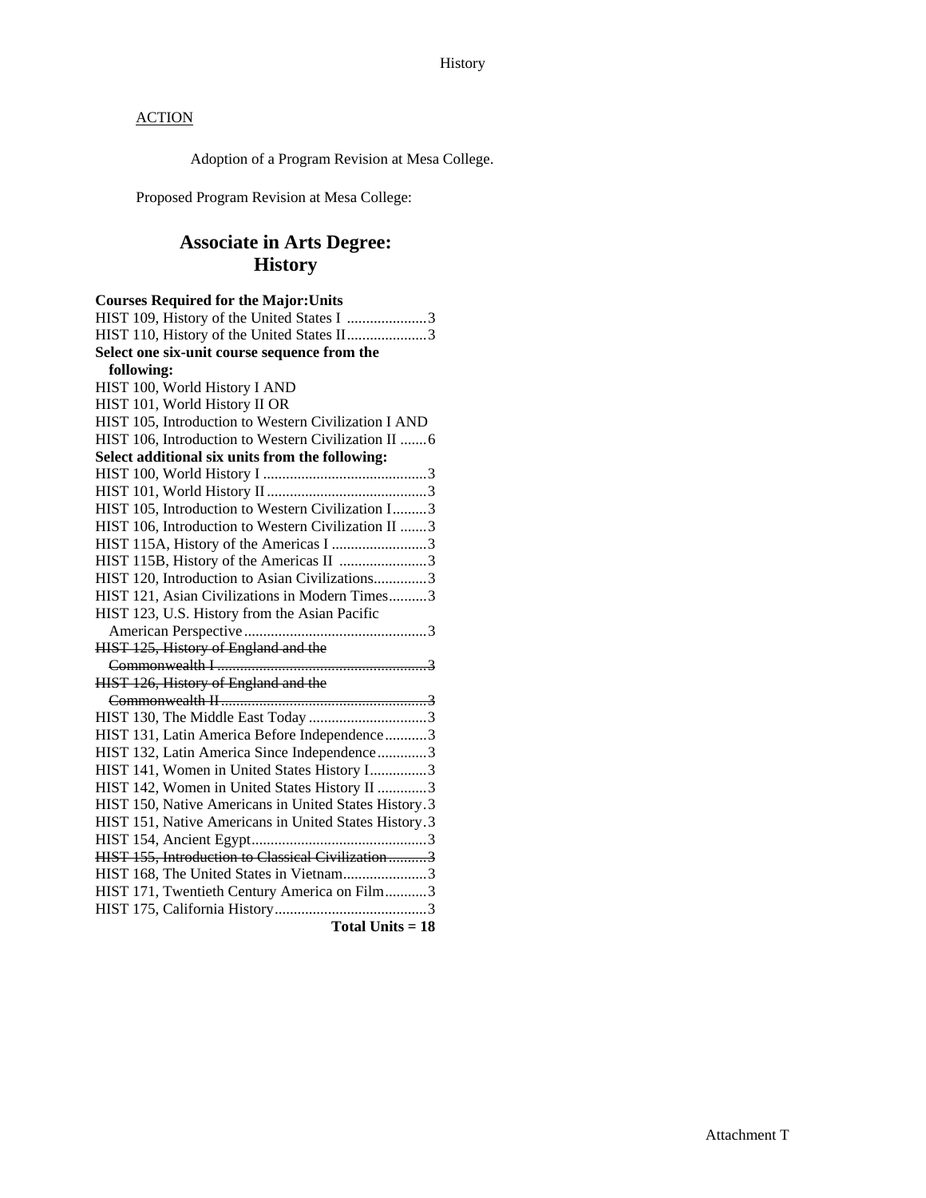ACTION

Adoption of a Program Revision at Mesa College.

Proposed Program Revision at Mesa College:

## Associate in Arts Degree: History

**Courses Required for the Major:Units**

HIST 109, History of the United States I .....................3
HIST 110, History of the United States II.....................3

**Select one six-unit course sequence from the following:**

HIST 100, World History I AND
HIST 101, World History II OR
HIST 105, Introduction to Western Civilization I AND
HIST 106, Introduction to Western Civilization II .......6

**Select additional six units from the following:**

HIST 100, World History I ...........................................3
HIST 101, World History II ..........................................3
HIST 105, Introduction to Western Civilization I.........3
HIST 106, Introduction to Western Civilization II .......3
HIST 115A, History of the Americas I .........................3
HIST 115B, History of the Americas II .......................3
HIST 120, Introduction to Asian Civilizations..............3
HIST 121, Asian Civilizations in Modern Times..........3
HIST 123, U.S. History from the Asian Pacific American Perspective ................................................3
~~HIST 125, History of England and the Commonwealth I .......................................................3~~
~~HIST 126, History of England and the Commonwealth II......................................................3~~
HIST 130, The Middle East Today ...............................3
HIST 131, Latin America Before Independence...........3
HIST 132, Latin America Since Independence.............3
HIST 141, Women in United States History I...............3
HIST 142, Women in United States History II .............3
HIST 150, Native Americans in United States History.3
HIST 151, Native Americans in United States History.3
HIST 154, Ancient Egypt..............................................3
~~HIST 155, Introduction to Classical Civilization..........3~~
HIST 168, The United States in Vietnam......................3
HIST 171, Twentieth Century America on Film...........3
HIST 175, California History........................................3

**Total Units = 18**

Attachment T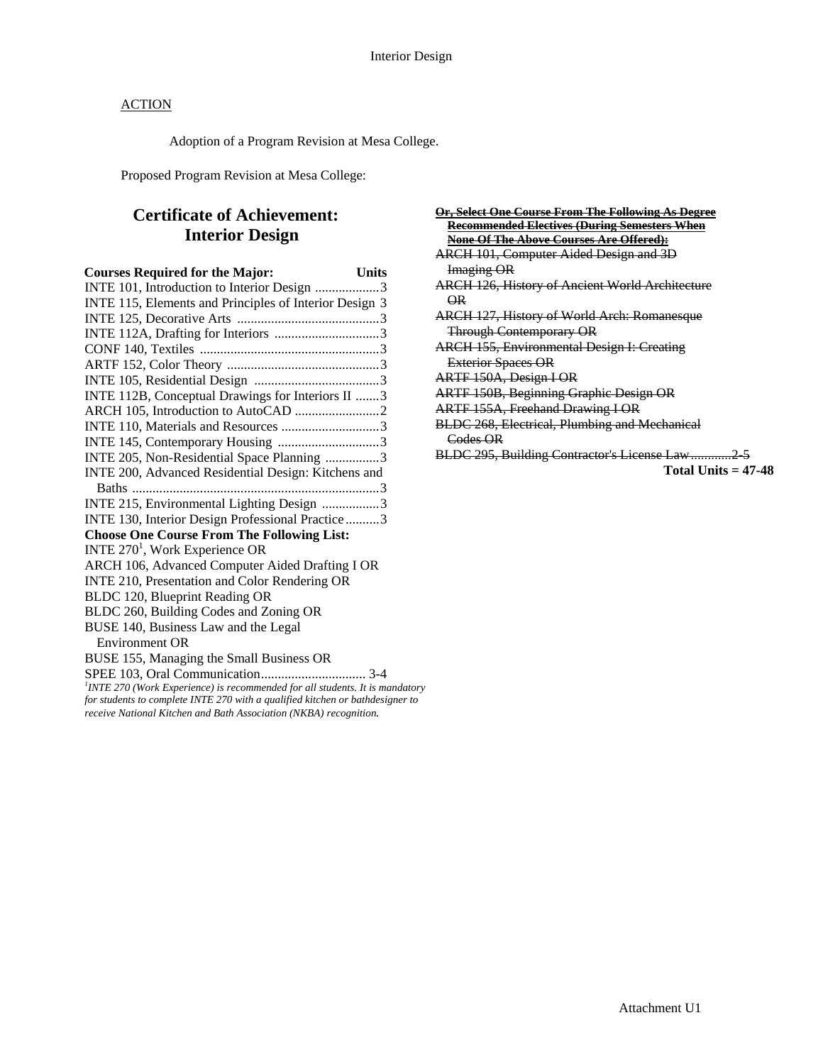Interior Design

ACTION

Adoption of a Program Revision at Mesa College.

Proposed Program Revision at Mesa College:

## Certificate of Achievement: Interior Design

| Courses Required for the Major: | Units |
|---|---|
| INTE 101, Introduction to Interior Design | 3 |
| INTE 115, Elements and Principles of Interior Design | 3 |
| INTE 125, Decorative Arts | 3 |
| INTE 112A, Drafting for Interiors | 3 |
| CONF 140, Textiles | 3 |
| ARTF 152, Color Theory | 3 |
| INTE 105, Residential Design | 3 |
| INTE 112B, Conceptual Drawings for Interiors II | 3 |
| ARCH 105, Introduction to AutoCAD | 2 |
| INTE 110, Materials and Resources | 3 |
| INTE 145, Contemporary Housing | 3 |
| INTE 205, Non-Residential Space Planning | 3 |
| INTE 200, Advanced Residential Design: Kitchens and Baths | 3 |
| INTE 215, Environmental Lighting Design | 3 |
| INTE 130, Interior Design Professional Practice | 3 |

**Choose One Course From The Following List:**

INTE 270[1], Work Experience OR
ARCH 106, Advanced Computer Aided Drafting I OR
INTE 210, Presentation and Color Rendering OR
BLDC 120, Blueprint Reading OR
BLDC 260, Building Codes and Zoning OR
BUSE 140, Business Law and the Legal Environment OR
BUSE 155, Managing the Small Business OR
SPEE 103, Oral Communication ............................... 3-4

*[1]INTE 270 (Work Experience) is recommended for all students. It is mandatory for students to complete INTE 270 with a qualified kitchen or bathdesigner to receive National Kitchen and Bath Association (NKBA) recognition.*

~~**Or, Select One Course From The Following As Degree Recommended Electives (During Semesters When None Of The Above Courses Are Offered):**~~
~~ARCH 101, Computer Aided Design and 3D Imaging OR~~
~~ARCH 126, History of Ancient World Architecture OR~~
~~ARCH 127, History of World Arch: Romanesque Through Contemporary OR~~
~~ARCH 155, Environmental Design I: Creating Exterior Spaces OR~~
~~ARTF 150A, Design I OR~~
~~ARTF 150B, Beginning Graphic Design OR~~
~~ARTF 155A, Freehand Drawing I OR~~
~~BLDC 268, Electrical, Plumbing and Mechanical Codes OR~~
~~BLDC 295, Building Contractor's License Law............2-5~~

**Total Units = 47-48**

Attachment U1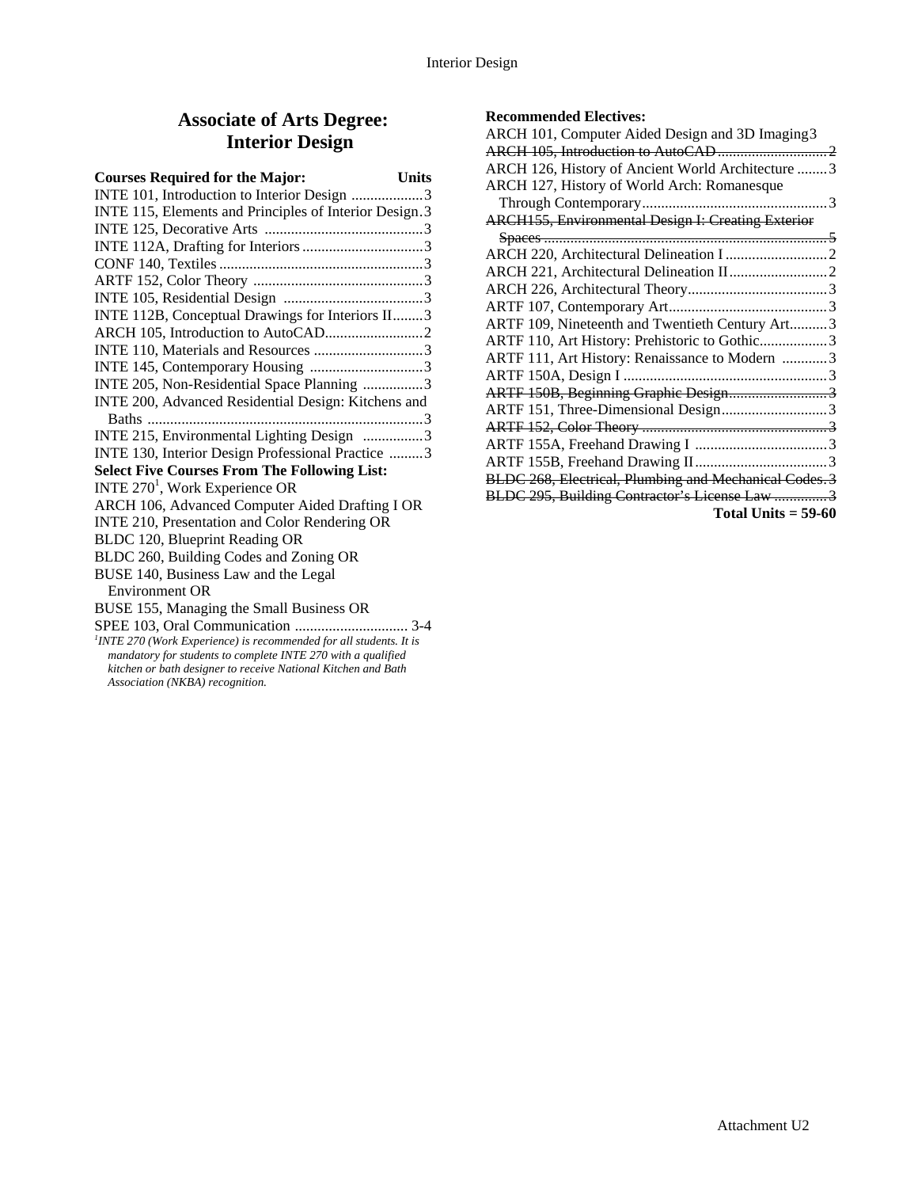# Associate of Arts Degree: Interior Design

| Courses Required for the Major: | Units |
|---|---|
| INTE 101, Introduction to Interior Design | 3 |
| INTE 115, Elements and Principles of Interior Design | 3 |
| INTE 125, Decorative Arts | 3 |
| INTE 112A, Drafting for Interiors | 3 |
| CONF 140, Textiles | 3 |
| ARTF 152, Color Theory | 3 |
| INTE 105, Residential Design | 3 |
| INTE 112B, Conceptual Drawings for Interiors II | 3 |
| ARCH 105, Introduction to AutoCAD | 2 |
| INTE 110, Materials and Resources | 3 |
| INTE 145, Contemporary Housing | 3 |
| INTE 205, Non-Residential Space Planning | 3 |
| INTE 200, Advanced Residential Design: Kitchens and Baths | 3 |
| INTE 215, Environmental Lighting Design | 3 |
| INTE 130, Interior Design Professional Practice | 3 |

**Select Five Courses From The Following List:**

INTE 270[1], Work Experience OR
ARCH 106, Advanced Computer Aided Drafting I OR
INTE 210, Presentation and Color Rendering OR
BLDC 120, Blueprint Reading OR
BLDC 260, Building Codes and Zoning OR
BUSE 140, Business Law and the Legal Environment OR
BUSE 155, Managing the Small Business OR
SPEE 103, Oral Communication .............................. 3-4

*[1]INTE 270 (Work Experience) is recommended for all students. It is mandatory for students to complete INTE 270 with a qualified kitchen or bath designer to receive National Kitchen and Bath Association (NKBA) recognition.*

**Recommended Electives:**

| Course | Units |
|---|---|
| ARCH 101, Computer Aided Design and 3D Imaging | 3 |
| ~~ARCH 105, Introduction to AutoCAD~~ | ~~2~~ |
| ARCH 126, History of Ancient World Architecture | 3 |
| ARCH 127, History of World Arch: Romanesque Through Contemporary | 3 |
| ~~ARCH155, Environmental Design I: Creating Exterior Spaces~~ | ~~5~~ |
| ARCH 220, Architectural Delineation I | 2 |
| ARCH 221, Architectural Delineation II | 2 |
| ARCH 226, Architectural Theory | 3 |
| ARTF 107, Contemporary Art | 3 |
| ARTF 109, Nineteenth and Twentieth Century Art | 3 |
| ARTF 110, Art History: Prehistoric to Gothic | 3 |
| ARTF 111, Art History: Renaissance to Modern | 3 |
| ARTF 150A, Design I | 3 |
| ~~ARTF 150B, Beginning Graphic Design~~ | ~~3~~ |
| ARTF 151, Three-Dimensional Design | 3 |
| ~~ARTF 152, Color Theory~~ | ~~3~~ |
| ARTF 155A, Freehand Drawing I | 3 |
| ARTF 155B, Freehand Drawing II | 3 |
| ~~BLDC 268, Electrical, Plumbing and Mechanical Codes~~ | ~~3~~ |
| ~~BLDC 295, Building Contractor's License Law~~ | ~~3~~ |

**Total Units = 59-60**

Attachment U2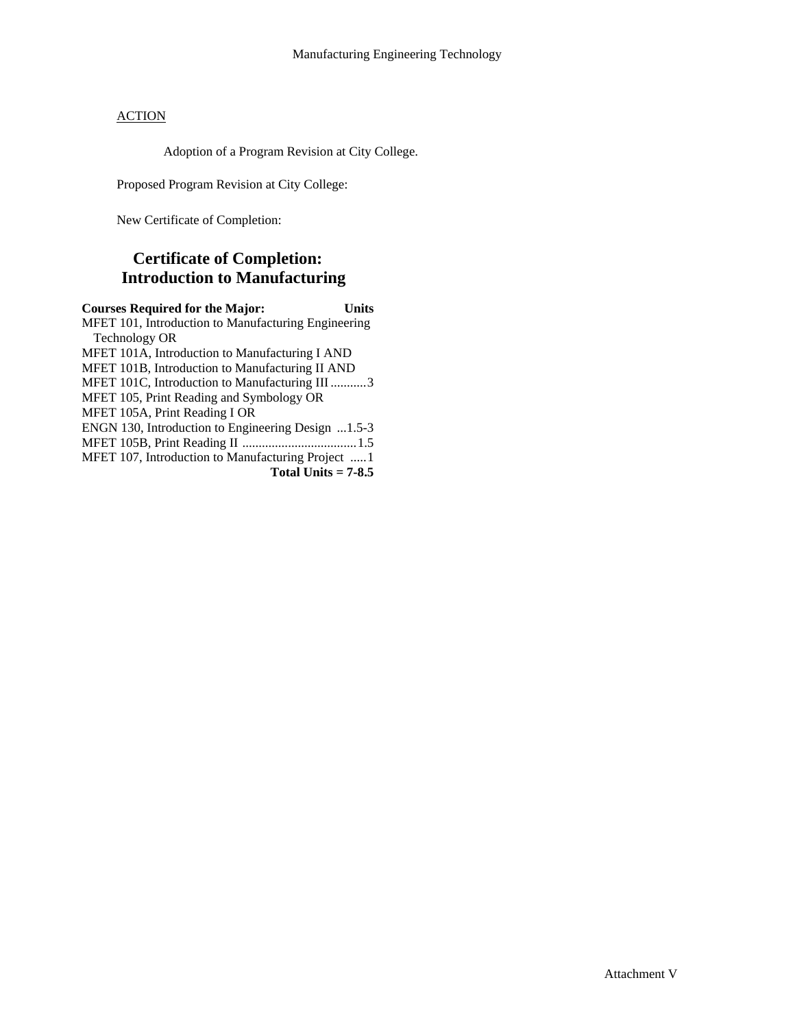Manufacturing Engineering Technology

ACTION

Adoption of a Program Revision at City College.

Proposed Program Revision at City College:

New Certificate of Completion:

## Certificate of Completion: Introduction to Manufacturing

| Courses Required for the Major: | Units |
| --- | --- |
| MFET 101, Introduction to Manufacturing Engineering Technology OR | |
| MFET 101A, Introduction to Manufacturing I AND | |
| MFET 101B, Introduction to Manufacturing II AND | |
| MFET 101C, Introduction to Manufacturing III | 3 |
| MFET 105, Print Reading and Symbology OR | |
| MFET 105A, Print Reading I OR | |
| ENGN 130, Introduction to Engineering Design | 1.5-3 |
| MFET 105B, Print Reading II | 1.5 |
| MFET 107, Introduction to Manufacturing Project | 1 |
| **Total Units = 7-8.5** | |

Attachment V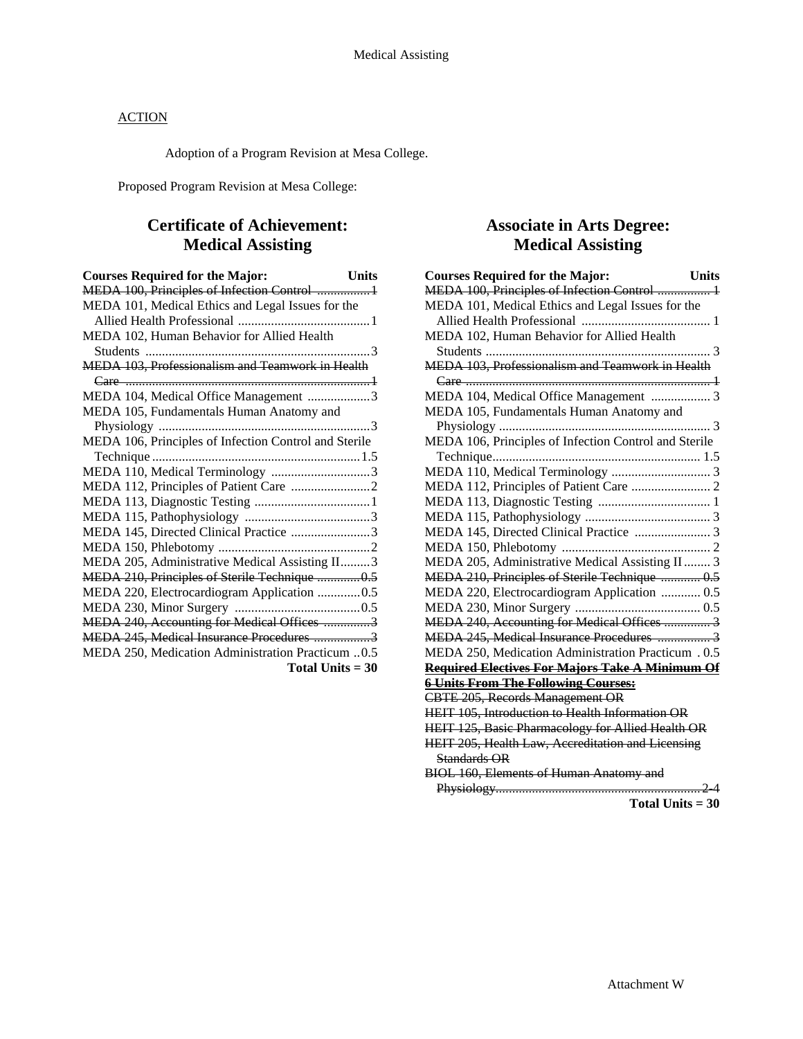## ACTION

Adoption of a Program Revision at Mesa College.

Proposed Program Revision at Mesa College:

## Certificate of Achievement: Medical Assisting

| Courses Required for the Major: | Units |
|---|---|
| ~~MEDA 100, Principles of Infection Control~~ | ~~1~~ |
| MEDA 101, Medical Ethics and Legal Issues for the Allied Health Professional | 1 |
| MEDA 102, Human Behavior for Allied Health Students | 3 |
| ~~MEDA 103, Professionalism and Teamwork in Health Care~~ | ~~1~~ |
| MEDA 104, Medical Office Management | 3 |
| MEDA 105, Fundamentals Human Anatomy and Physiology | 3 |
| MEDA 106, Principles of Infection Control and Sterile Technique | 1.5 |
| MEDA 110, Medical Terminology | 3 |
| MEDA 112, Principles of Patient Care | 2 |
| MEDA 113, Diagnostic Testing | 1 |
| MEDA 115, Pathophysiology | 3 |
| MEDA 145, Directed Clinical Practice | 3 |
| MEDA 150, Phlebotomy | 2 |
| MEDA 205, Administrative Medical Assisting II | 3 |
| ~~MEDA 210, Principles of Sterile Technique~~ | ~~0.5~~ |
| MEDA 220, Electrocardiogram Application | 0.5 |
| MEDA 230, Minor Surgery | 0.5 |
| ~~MEDA 240, Accounting for Medical Offices~~ | ~~3~~ |
| ~~MEDA 245, Medical Insurance Procedures~~ | ~~3~~ |
| MEDA 250, Medication Administration Practicum | 0.5 |
| **Total Units = 30** | |

## Associate in Arts Degree: Medical Assisting

| Courses Required for the Major: | Units |
|---|---|
| ~~MEDA 100, Principles of Infection Control~~ | ~~1~~ |
| MEDA 101, Medical Ethics and Legal Issues for the Allied Health Professional | 1 |
| MEDA 102, Human Behavior for Allied Health Students | 3 |
| ~~MEDA 103, Professionalism and Teamwork in Health Care~~ | ~~1~~ |
| MEDA 104, Medical Office Management | 3 |
| MEDA 105, Fundamentals Human Anatomy and Physiology | 3 |
| MEDA 106, Principles of Infection Control and Sterile Technique | 1.5 |
| MEDA 110, Medical Terminology | 3 |
| MEDA 112, Principles of Patient Care | 2 |
| MEDA 113, Diagnostic Testing | 1 |
| MEDA 115, Pathophysiology | 3 |
| MEDA 145, Directed Clinical Practice | 3 |
| MEDA 150, Phlebotomy | 2 |
| MEDA 205, Administrative Medical Assisting II | 3 |
| ~~MEDA 210, Principles of Sterile Technique~~ | ~~0.5~~ |
| MEDA 220, Electrocardiogram Application | 0.5 |
| MEDA 230, Minor Surgery | 0.5 |
| ~~MEDA 240, Accounting for Medical Offices~~ | ~~3~~ |
| ~~MEDA 245, Medical Insurance Procedures~~ | ~~3~~ |
| MEDA 250, Medication Administration Practicum | 0.5 |
| ~~**Required Electives For Majors Take A Minimum Of 6 Units From The Following Courses:**~~ | |
| ~~CBTE 205, Records Management OR~~ | |
| ~~HEIT 105, Introduction to Health Information OR~~ | |
| ~~HEIT 125, Basic Pharmacology for Allied Health OR~~ | |
| ~~HEIT 205, Health Law, Accreditation and Licensing Standards OR~~ | |
| ~~BIOL 160, Elements of Human Anatomy and Physiology~~ | ~~2-4~~ |
| **Total Units = 30** | |

Attachment W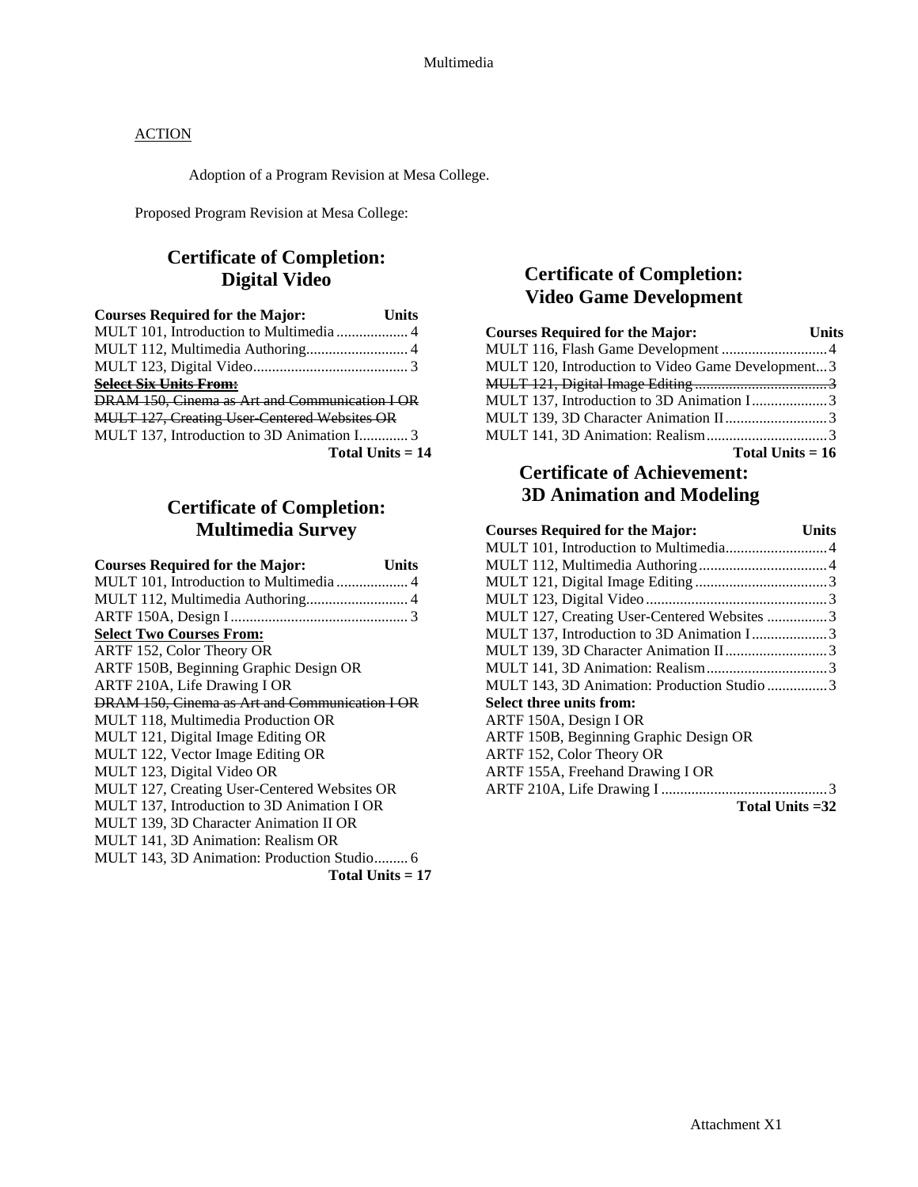ACTION

Adoption of a Program Revision at Mesa College.

Proposed Program Revision at Mesa College:

## Certificate of Completion: Digital Video

| Courses Required for the Major: | Units |
|---|---|
| MULT 101, Introduction to Multimedia | 4 |
| MULT 112, Multimedia Authoring | 4 |
| MULT 123, Digital Video | 3 |
| ~~Select Six Units From:~~ | |
| ~~DRAM 150, Cinema as Art and Communication I OR~~ | |
| ~~MULT 127, Creating User-Centered Websites OR~~ | |
| MULT 137, Introduction to 3D Animation I | 3 |
| **Total Units = 14** | |

## Certificate of Completion: Multimedia Survey

| Courses Required for the Major: | Units |
|---|---|
| MULT 101, Introduction to Multimedia | 4 |
| MULT 112, Multimedia Authoring | 4 |
| ARTF 150A, Design I | 3 |
| **Select Two Courses From:** | |
| ARTF 152, Color Theory OR | |
| ARTF 150B, Beginning Graphic Design OR | |
| ARTF 210A, Life Drawing I OR | |
| ~~DRAM 150, Cinema as Art and Communication I OR~~ | |
| MULT 118, Multimedia Production OR | |
| MULT 121, Digital Image Editing OR | |
| MULT 122, Vector Image Editing OR | |
| MULT 123, Digital Video OR | |
| MULT 127, Creating User-Centered Websites OR | |
| MULT 137, Introduction to 3D Animation I OR | |
| MULT 139, 3D Character Animation II OR | |
| MULT 141, 3D Animation: Realism OR | |
| MULT 143, 3D Animation: Production Studio | 6 |
| **Total Units = 17** | |

## Certificate of Completion: Video Game Development

| Courses Required for the Major: | Units |
|---|---|
| MULT 116, Flash Game Development | 4 |
| MULT 120, Introduction to Video Game Development | 3 |
| ~~MULT 121, Digital Image Editing~~ | ~~3~~ |
| MULT 137, Introduction to 3D Animation I | 3 |
| MULT 139, 3D Character Animation II | 3 |
| MULT 141, 3D Animation: Realism | 3 |
| **Total Units = 16** | |

## Certificate of Achievement: 3D Animation and Modeling

| Courses Required for the Major: | Units |
|---|---|
| MULT 101, Introduction to Multimedia | 4 |
| MULT 112, Multimedia Authoring | 4 |
| MULT 121, Digital Image Editing | 3 |
| MULT 123, Digital Video | 3 |
| MULT 127, Creating User-Centered Websites | 3 |
| MULT 137, Introduction to 3D Animation I | 3 |
| MULT 139, 3D Character Animation II | 3 |
| MULT 141, 3D Animation: Realism | 3 |
| MULT 143, 3D Animation: Production Studio | 3 |
| **Select three units from:** | |
| ARTF 150A, Design I OR | |
| ARTF 150B, Beginning Graphic Design OR | |
| ARTF 152, Color Theory OR | |
| ARTF 155A, Freehand Drawing I OR | |
| ARTF 210A, Life Drawing I | 3 |
| **Total Units =32** | |

Attachment X1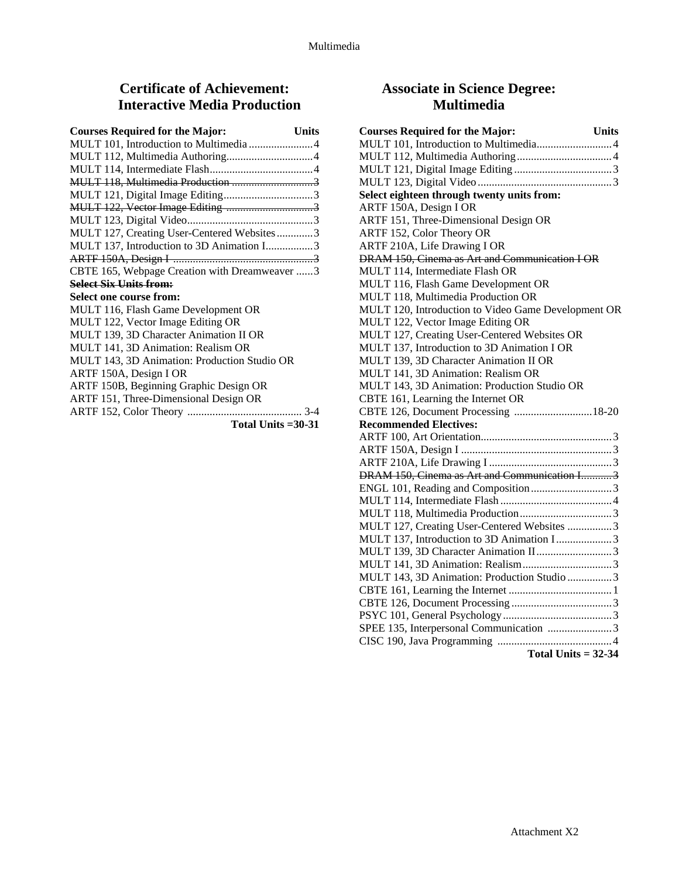## Certificate of Achievement: Interactive Media Production

| Courses Required for the Major: | Units |
|---|---|
| MULT 101, Introduction to Multimedia | 4 |
| MULT 112, Multimedia Authoring | 4 |
| MULT 114, Intermediate Flash | 4 |
| ~~MULT 118, Multimedia Production~~ | ~~3~~ |
| MULT 121, Digital Image Editing | 3 |
| ~~MULT 122, Vector Image Editing~~ | ~~3~~ |
| MULT 123, Digital Video | 3 |
| MULT 127, Creating User-Centered Websites | 3 |
| MULT 137, Introduction to 3D Animation I | 3 |
| ~~ARTF 150A, Design I~~ | ~~3~~ |
| CBTE 165, Webpage Creation with Dreamweaver | 3 |
| ~~**Select Six Units from:**~~ | |
| **Select one course from:** | |
| MULT 116, Flash Game Development OR | |
| MULT 122, Vector Image Editing OR | |
| MULT 139, 3D Character Animation II OR | |
| MULT 141, 3D Animation: Realism OR | |
| MULT 143, 3D Animation: Production Studio OR | |
| ARTF 150A, Design I OR | |
| ARTF 150B, Beginning Graphic Design OR | |
| ARTF 151, Three-Dimensional Design OR | |
| ARTF 152, Color Theory | 3-4 |
| **Total Units =30-31** | |

## Associate in Science Degree: Multimedia

| Courses Required for the Major: | Units |
|---|---|
| MULT 101, Introduction to Multimedia | 4 |
| MULT 112, Multimedia Authoring | 4 |
| MULT 121, Digital Image Editing | 3 |
| MULT 123, Digital Video | 3 |
| **Select eighteen through twenty units from:** | |
| ARTF 150A, Design I OR | |
| ARTF 151, Three-Dimensional Design OR | |
| ARTF 152, Color Theory OR | |
| ARTF 210A, Life Drawing I OR | |
| ~~DRAM 150, Cinema as Art and Communication I OR~~ | |
| MULT 114, Intermediate Flash OR | |
| MULT 116, Flash Game Development OR | |
| MULT 118, Multimedia Production OR | |
| MULT 120, Introduction to Video Game Development OR | |
| MULT 122, Vector Image Editing OR | |
| MULT 127, Creating User-Centered Websites OR | |
| MULT 137, Introduction to 3D Animation I OR | |
| MULT 139, 3D Character Animation II OR | |
| MULT 141, 3D Animation: Realism OR | |
| MULT 143, 3D Animation: Production Studio OR | |
| CBTE 161, Learning the Internet OR | |
| CBTE 126, Document Processing | 18-20 |
| **Recommended Electives:** | |
| ARTF 100, Art Orientation | 3 |
| ARTF 150A, Design I | 3 |
| ARTF 210A, Life Drawing I | 3 |
| ~~DRAM 150, Cinema as Art and Communication I~~ | ~~3~~ |
| ENGL 101, Reading and Composition | 3 |
| MULT 114, Intermediate Flash | 4 |
| MULT 118, Multimedia Production | 3 |
| MULT 127, Creating User-Centered Websites | 3 |
| MULT 137, Introduction to 3D Animation I | 3 |
| MULT 139, 3D Character Animation II | 3 |
| MULT 141, 3D Animation: Realism | 3 |
| MULT 143, 3D Animation: Production Studio | 3 |
| CBTE 161, Learning the Internet | 1 |
| CBTE 126, Document Processing | 3 |
| PSYC 101, General Psychology | 3 |
| SPEE 135, Interpersonal Communication | 3 |
| CISC 190, Java Programming | 4 |
| **Total Units = 32-34** | |

Attachment X2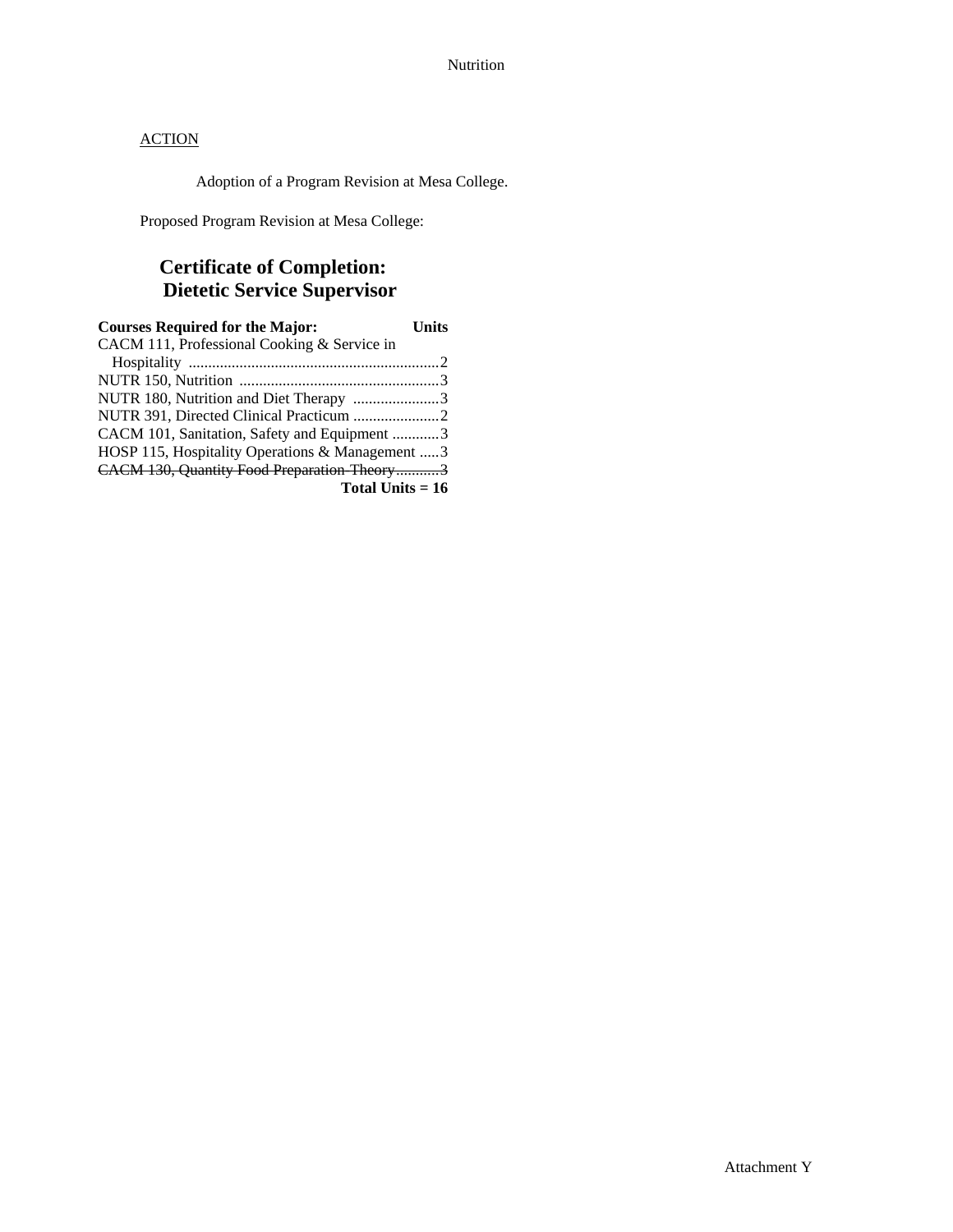ACTION

Adoption of a Program Revision at Mesa College.

Proposed Program Revision at Mesa College:

## Certificate of Completion: Dietetic Service Supervisor

| Courses Required for the Major: | Units |
|---|---|
| CACM 111, Professional Cooking & Service in Hospitality | 2 |
| NUTR 150, Nutrition | 3 |
| NUTR 180, Nutrition and Diet Therapy | 3 |
| NUTR 391, Directed Clinical Practicum | 2 |
| CACM 101, Sanitation, Safety and Equipment | 3 |
| HOSP 115, Hospitality Operations & Management | 3 |
| ~~CACM 130, Quantity Food Preparation Theory~~ | ~~3~~ |
| **Total Units = 16** | |

Attachment Y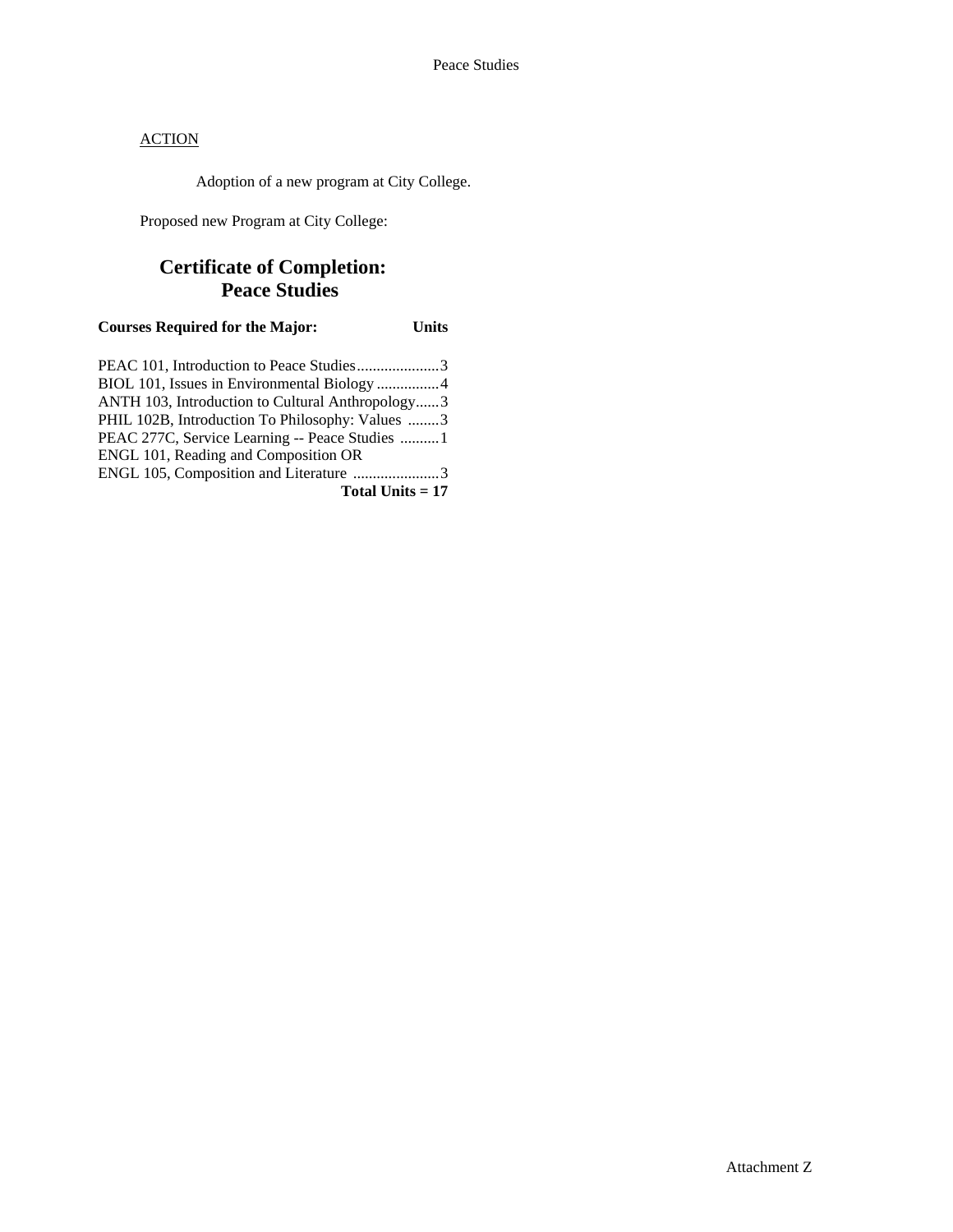ACTION

Adoption of a new program at City College.

Proposed new Program at City College:

## Certificate of Completion: Peace Studies

| Courses Required for the Major: | Units |
|---|---|
| PEAC 101, Introduction to Peace Studies | 3 |
| BIOL 101, Issues in Environmental Biology | 4 |
| ANTH 103, Introduction to Cultural Anthropology | 3 |
| PHIL 102B, Introduction To Philosophy: Values | 3 |
| PEAC 277C, Service Learning -- Peace Studies | 1 |
| ENGL 101, Reading and Composition OR ENGL 105, Composition and Literature | 3 |
| **Total Units = 17** | |

Attachment Z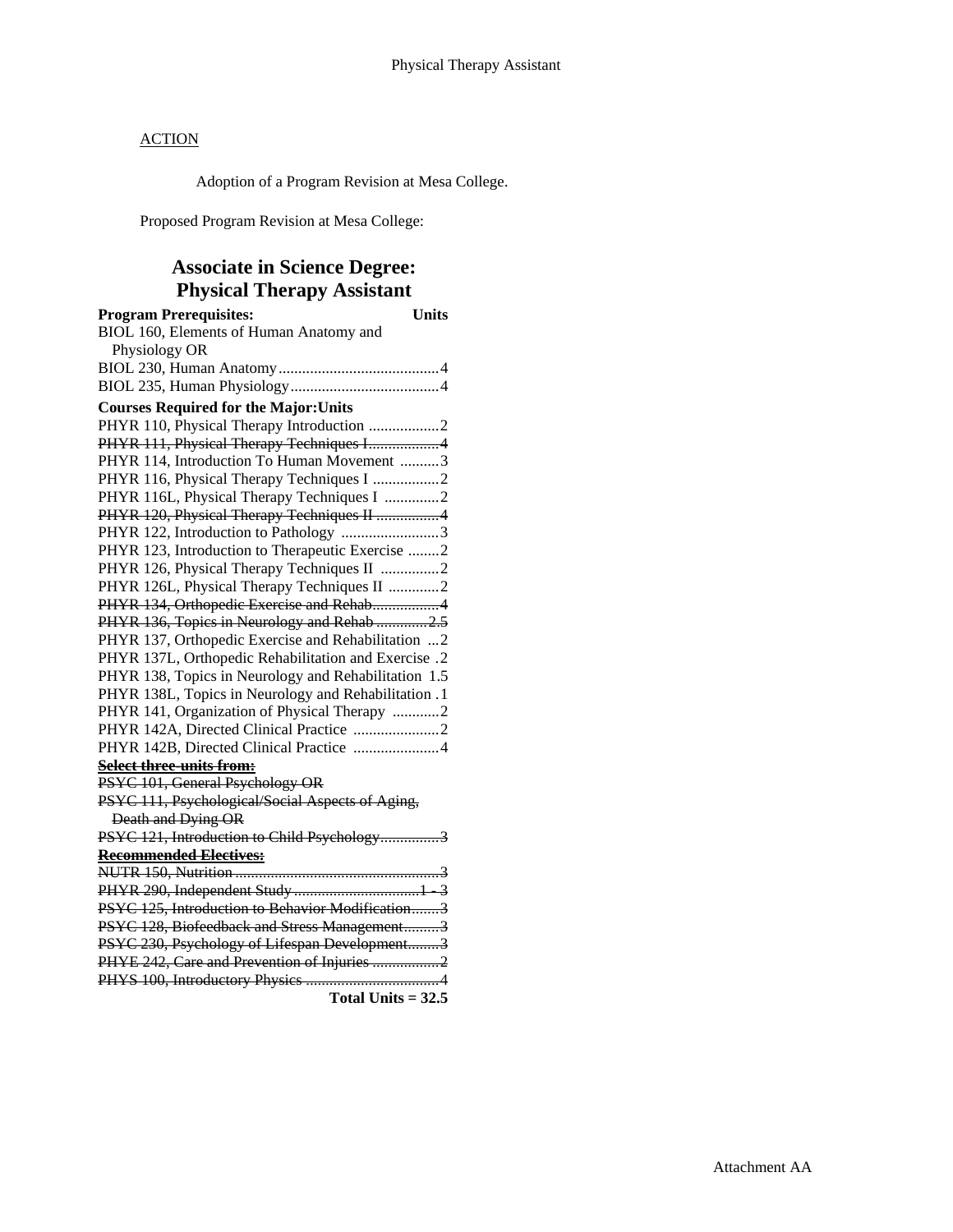ACTION

Adoption of a Program Revision at Mesa College.

Proposed Program Revision at Mesa College:

## Associate in Science Degree: Physical Therapy Assistant

| **Program Prerequisites:** | **Units** |
|---|---|
| BIOL 160, Elements of Human Anatomy and Physiology OR | |
| BIOL 230, Human Anatomy | 4 |
| BIOL 235, Human Physiology | 4 |
| **Courses Required for the Major:** | **Units** |
| PHYR 110, Physical Therapy Introduction | 2 |
| ~~PHYR 111, Physical Therapy Techniques I~~ | ~~4~~ |
| PHYR 114, Introduction To Human Movement | 3 |
| PHYR 116, Physical Therapy Techniques I | 2 |
| PHYR 116L, Physical Therapy Techniques I | 2 |
| ~~PHYR 120, Physical Therapy Techniques II~~ | ~~4~~ |
| PHYR 122, Introduction to Pathology | 3 |
| PHYR 123, Introduction to Therapeutic Exercise | 2 |
| PHYR 126, Physical Therapy Techniques II | 2 |
| PHYR 126L, Physical Therapy Techniques II | 2 |
| ~~PHYR 134, Orthopedic Exercise and Rehab~~ | ~~4~~ |
| ~~PHYR 136, Topics in Neurology and Rehab~~ | ~~2.5~~ |
| PHYR 137, Orthopedic Exercise and Rehabilitation | 2 |
| PHYR 137L, Orthopedic Rehabilitation and Exercise | 2 |
| PHYR 138, Topics in Neurology and Rehabilitation | 1.5 |
| PHYR 138L, Topics in Neurology and Rehabilitation | 1 |
| PHYR 141, Organization of Physical Therapy | 2 |
| PHYR 142A, Directed Clinical Practice | 2 |
| PHYR 142B, Directed Clinical Practice | 4 |
| ~~**Select three units from:**~~ | |
| ~~PSYC 101, General Psychology OR~~ | |
| ~~PSYC 111, Psychological/Social Aspects of Aging, Death and Dying OR~~ | |
| ~~PSYC 121, Introduction to Child Psychology~~ | ~~3~~ |
| ~~**Recommended Electives:**~~ | |
| ~~NUTR 150, Nutrition~~ | ~~3~~ |
| ~~PHYR 290, Independent Study~~ | ~~1 - 3~~ |
| ~~PSYC 125, Introduction to Behavior Modification~~ | ~~3~~ |
| ~~PSYC 128, Biofeedback and Stress Management~~ | ~~3~~ |
| ~~PSYC 230, Psychology of Lifespan Development~~ | ~~3~~ |
| ~~PHYE 242, Care and Prevention of Injuries~~ | ~~2~~ |
| ~~PHYS 100, Introductory Physics~~ | ~~4~~ |
| | **Total Units = 32.5** |

Attachment AA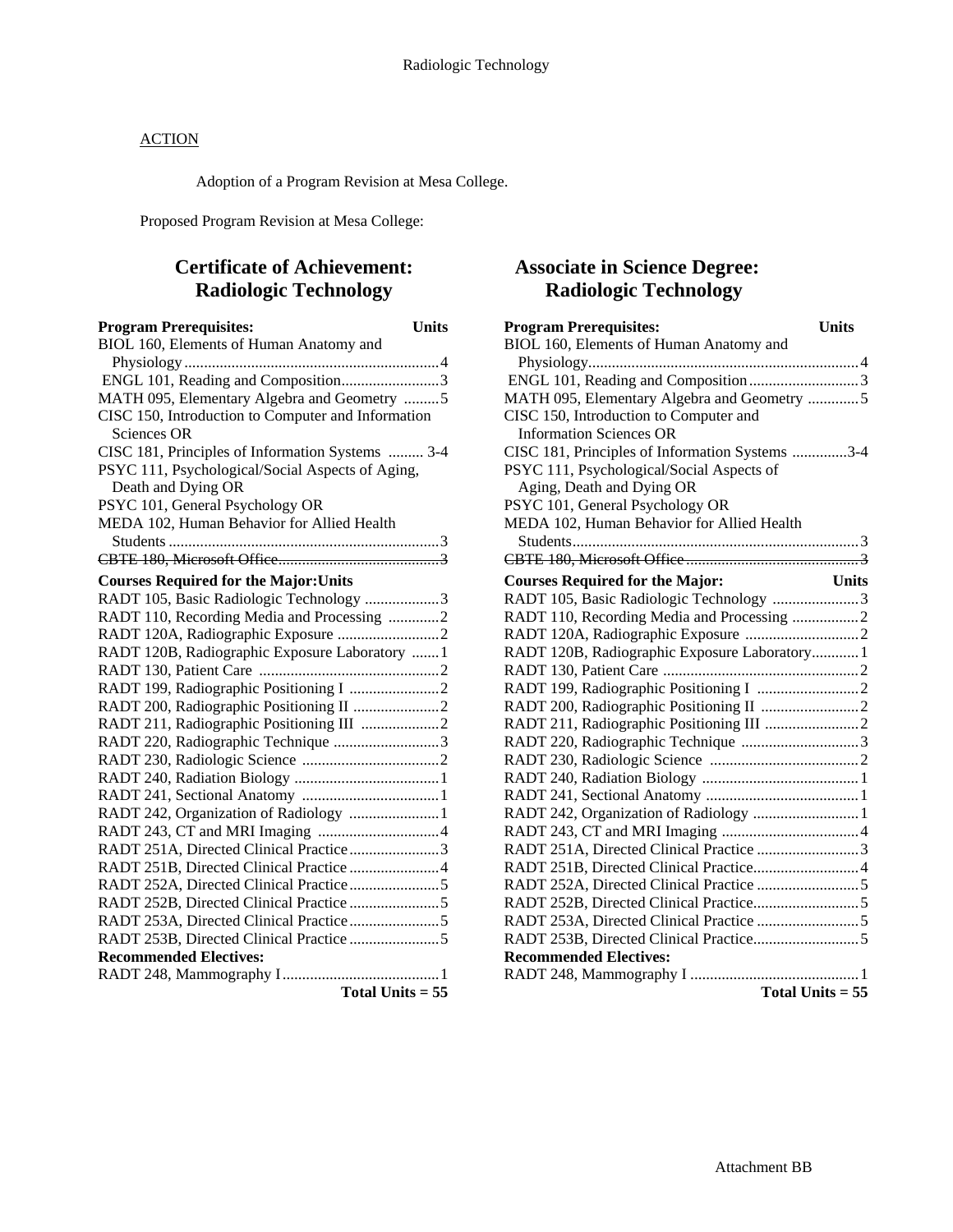ACTION

Adoption of a Program Revision at Mesa College.

Proposed Program Revision at Mesa College:

## Certificate of Achievement: Radiologic Technology

| Program Prerequisites: | Units |
|---|---|
| BIOL 160, Elements of Human Anatomy and Physiology | 4 |
| ENGL 101, Reading and Composition | 3 |
| MATH 095, Elementary Algebra and Geometry | 5 |
| CISC 150, Introduction to Computer and Information Sciences OR | |
| CISC 181, Principles of Information Systems | 3-4 |
| PSYC 111, Psychological/Social Aspects of Aging, Death and Dying OR | |
| PSYC 101, General Psychology OR | |
| MEDA 102, Human Behavior for Allied Health Students | 3 |
| ~~CBTE 180, Microsoft Office~~ | ~~3~~ |
| **Courses Required for the Major:** | **Units** |
| RADT 105, Basic Radiologic Technology | 3 |
| RADT 110, Recording Media and Processing | 2 |
| RADT 120A, Radiographic Exposure | 2 |
| RADT 120B, Radiographic Exposure Laboratory | 1 |
| RADT 130, Patient Care | 2 |
| RADT 199, Radiographic Positioning I | 2 |
| RADT 200, Radiographic Positioning II | 2 |
| RADT 211, Radiographic Positioning III | 2 |
| RADT 220, Radiographic Technique | 3 |
| RADT 230, Radiologic Science | 2 |
| RADT 240, Radiation Biology | 1 |
| RADT 241, Sectional Anatomy | 1 |
| RADT 242, Organization of Radiology | 1 |
| RADT 243, CT and MRI Imaging | 4 |
| RADT 251A, Directed Clinical Practice | 3 |
| RADT 251B, Directed Clinical Practice | 4 |
| RADT 252A, Directed Clinical Practice | 5 |
| RADT 252B, Directed Clinical Practice | 5 |
| RADT 253A, Directed Clinical Practice | 5 |
| RADT 253B, Directed Clinical Practice | 5 |
| **Recommended Electives:** | |
| RADT 248, Mammography I | 1 |
| | **Total Units = 55** |

## Associate in Science Degree: Radiologic Technology

| Program Prerequisites: | Units |
|---|---|
| BIOL 160, Elements of Human Anatomy and Physiology | 4 |
| ENGL 101, Reading and Composition | 3 |
| MATH 095, Elementary Algebra and Geometry | 5 |
| CISC 150, Introduction to Computer and Information Sciences OR | |
| CISC 181, Principles of Information Systems | 3-4 |
| PSYC 111, Psychological/Social Aspects of Aging, Death and Dying OR | |
| PSYC 101, General Psychology OR | |
| MEDA 102, Human Behavior for Allied Health Students | 3 |
| ~~CBTE 180, Microsoft Office~~ | ~~3~~ |
| **Courses Required for the Major:** | **Units** |
| RADT 105, Basic Radiologic Technology | 3 |
| RADT 110, Recording Media and Processing | 2 |
| RADT 120A, Radiographic Exposure | 2 |
| RADT 120B, Radiographic Exposure Laboratory | 1 |
| RADT 130, Patient Care | 2 |
| RADT 199, Radiographic Positioning I | 2 |
| RADT 200, Radiographic Positioning II | 2 |
| RADT 211, Radiographic Positioning III | 2 |
| RADT 220, Radiographic Technique | 3 |
| RADT 230, Radiologic Science | 2 |
| RADT 240, Radiation Biology | 1 |
| RADT 241, Sectional Anatomy | 1 |
| RADT 242, Organization of Radiology | 1 |
| RADT 243, CT and MRI Imaging | 4 |
| RADT 251A, Directed Clinical Practice | 3 |
| RADT 251B, Directed Clinical Practice | 4 |
| RADT 252A, Directed Clinical Practice | 5 |
| RADT 252B, Directed Clinical Practice | 5 |
| RADT 253A, Directed Clinical Practice | 5 |
| RADT 253B, Directed Clinical Practice | 5 |
| **Recommended Electives:** | |
| RADT 248, Mammography I | 1 |
| | **Total Units = 55** |

Attachment BB